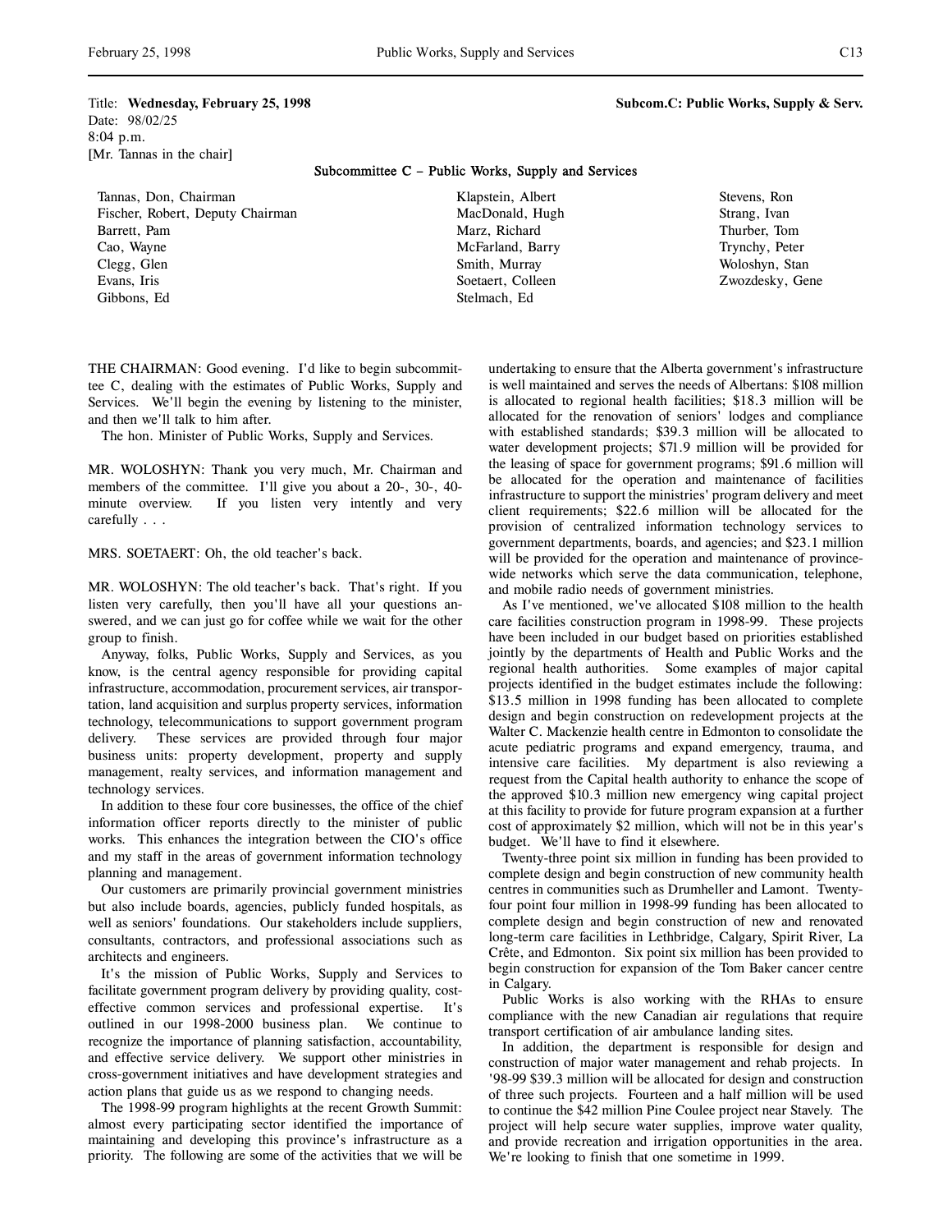Title: **Wednesday, February 25, 1998** **Subcom.C: Public Works, Supply & Serv.**
Date: 98/02/25
8:04 p.m.
[Mr. Tannas in the chair]

## Subcommittee C – Public Works, Supply and Services

Tannas, Don, Chairman
Fischer, Robert, Deputy Chairman
Barrett, Pam
Cao, Wayne
Clegg, Glen
Evans, Iris
Gibbons, Ed
Klapstein, Albert
MacDonald, Hugh
Marz, Richard
McFarland, Barry
Smith, Murray
Soetaert, Colleen
Stelmach, Ed
Stevens, Ron
Strang, Ivan
Thurber, Tom
Trynchy, Peter
Woloshyn, Stan
Zwozdesky, Gene

THE CHAIRMAN: Good evening. I'd like to begin subcommittee C, dealing with the estimates of Public Works, Supply and Services. We'll begin the evening by listening to the minister, and then we'll talk to him after.

The hon. Minister of Public Works, Supply and Services.

MR. WOLOSHYN: Thank you very much, Mr. Chairman and members of the committee. I'll give you about a 20-, 30-, 40-minute overview. If you listen very intently and very carefully . . .

MRS. SOETAERT: Oh, the old teacher's back.

MR. WOLOSHYN: The old teacher's back. That's right. If you listen very carefully, then you'll have all your questions answered, and we can just go for coffee while we wait for the other group to finish.

Anyway, folks, Public Works, Supply and Services, as you know, is the central agency responsible for providing capital infrastructure, accommodation, procurement services, air transportation, land acquisition and surplus property services, information technology, telecommunications to support government program delivery. These services are provided through four major business units: property development, property and supply management, realty services, and information management and technology services.

In addition to these four core businesses, the office of the chief information officer reports directly to the minister of public works. This enhances the integration between the CIO's office and my staff in the areas of government information technology planning and management.

Our customers are primarily provincial government ministries but also include boards, agencies, publicly funded hospitals, as well as seniors' foundations. Our stakeholders include suppliers, consultants, contractors, and professional associations such as architects and engineers.

It's the mission of Public Works, Supply and Services to facilitate government program delivery by providing quality, cost-effective common services and professional expertise. It's outlined in our 1998-2000 business plan. We continue to recognize the importance of planning satisfaction, accountability, and effective service delivery. We support other ministries in cross-government initiatives and have development strategies and action plans that guide us as we respond to changing needs.

The 1998-99 program highlights at the recent Growth Summit: almost every participating sector identified the importance of maintaining and developing this province's infrastructure as a priority. The following are some of the activities that we will be undertaking to ensure that the Alberta government's infrastructure is well maintained and serves the needs of Albertans: $108 million is allocated to regional health facilities; $18.3 million will be allocated for the renovation of seniors' lodges and compliance with established standards; $39.3 million will be allocated to water development projects; $71.9 million will be provided for the leasing of space for government programs; $91.6 million will be allocated for the operation and maintenance of facilities infrastructure to support the ministries' program delivery and meet client requirements; $22.6 million will be allocated for the provision of centralized information technology services to government departments, boards, and agencies; and $23.1 million will be provided for the operation and maintenance of province-wide networks which serve the data communication, telephone, and mobile radio needs of government ministries.

As I've mentioned, we've allocated $108 million to the health care facilities construction program in 1998-99. These projects have been included in our budget based on priorities established jointly by the departments of Health and Public Works and the regional health authorities. Some examples of major capital projects identified in the budget estimates include the following: $13.5 million in 1998 funding has been allocated to complete design and begin construction on redevelopment projects at the Walter C. Mackenzie health centre in Edmonton to consolidate the acute pediatric programs and expand emergency, trauma, and intensive care facilities. My department is also reviewing a request from the Capital health authority to enhance the scope of the approved $10.3 million new emergency wing capital project at this facility to provide for future program expansion at a further cost of approximately $2 million, which will not be in this year's budget. We'll have to find it elsewhere.

Twenty-three point six million in funding has been provided to complete design and begin construction of new community health centres in communities such as Drumheller and Lamont. Twenty-four point four million in 1998-99 funding has been allocated to complete design and begin construction of new and renovated long-term care facilities in Lethbridge, Calgary, Spirit River, La Crête, and Edmonton. Six point six million has been provided to begin construction for expansion of the Tom Baker cancer centre in Calgary.

Public Works is also working with the RHAs to ensure compliance with the new Canadian air regulations that require transport certification of air ambulance landing sites.

In addition, the department is responsible for design and construction of major water management and rehab projects. In '98-99 $39.3 million will be allocated for design and construction of three such projects. Fourteen and a half million will be used to continue the $42 million Pine Coulee project near Stavely. The project will help secure water supplies, improve water quality, and provide recreation and irrigation opportunities in the area. We're looking to finish that one sometime in 1999.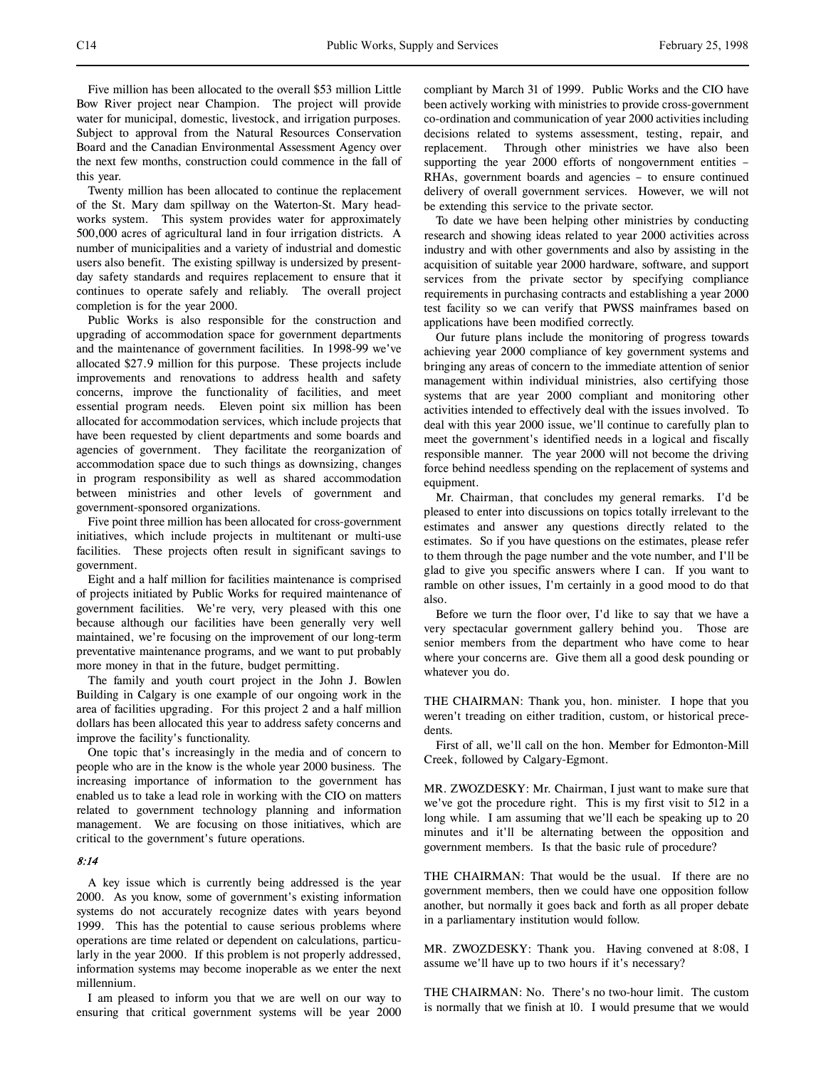Five million has been allocated to the overall $53 million Little Bow River project near Champion. The project will provide water for municipal, domestic, livestock, and irrigation purposes. Subject to approval from the Natural Resources Conservation Board and the Canadian Environmental Assessment Agency over the next few months, construction could commence in the fall of this year.

Twenty million has been allocated to continue the replacement of the St. Mary dam spillway on the Waterton-St. Mary headworks system. This system provides water for approximately 500,000 acres of agricultural land in four irrigation districts. A number of municipalities and a variety of industrial and domestic users also benefit. The existing spillway is undersized by present-day safety standards and requires replacement to ensure that it continues to operate safely and reliably. The overall project completion is for the year 2000.

Public Works is also responsible for the construction and upgrading of accommodation space for government departments and the maintenance of government facilities. In 1998-99 we've allocated $27.9 million for this purpose. These projects include improvements and renovations to address health and safety concerns, improve the functionality of facilities, and meet essential program needs. Eleven point six million has been allocated for accommodation services, which include projects that have been requested by client departments and some boards and agencies of government. They facilitate the reorganization of accommodation space due to such things as downsizing, changes in program responsibility as well as shared accommodation between ministries and other levels of government and government-sponsored organizations.

Five point three million has been allocated for cross-government initiatives, which include projects in multitenant or multi-use facilities. These projects often result in significant savings to government.

Eight and a half million for facilities maintenance is comprised of projects initiated by Public Works for required maintenance of government facilities. We're very, very pleased with this one because although our facilities have been generally very well maintained, we're focusing on the improvement of our long-term preventative maintenance programs, and we want to put probably more money in that in the future, budget permitting.

The family and youth court project in the John J. Bowlen Building in Calgary is one example of our ongoing work in the area of facilities upgrading. For this project 2 and a half million dollars has been allocated this year to address safety concerns and improve the facility's functionality.

One topic that's increasingly in the media and of concern to people who are in the know is the whole year 2000 business. The increasing importance of information to the government has enabled us to take a lead role in working with the CIO on matters related to government technology planning and information management. We are focusing on those initiatives, which are critical to the government's future operations.

*8:14*

A key issue which is currently being addressed is the year 2000. As you know, some of government's existing information systems do not accurately recognize dates with years beyond 1999. This has the potential to cause serious problems where operations are time related or dependent on calculations, particularly in the year 2000. If this problem is not properly addressed, information systems may become inoperable as we enter the next millennium.

I am pleased to inform you that we are well on our way to ensuring that critical government systems will be year 2000 compliant by March 31 of 1999. Public Works and the CIO have been actively working with ministries to provide cross-government co-ordination and communication of year 2000 activities including decisions related to systems assessment, testing, repair, and replacement. Through other ministries we have also been supporting the year 2000 efforts of nongovernment entities – RHAs, government boards and agencies – to ensure continued delivery of overall government services. However, we will not be extending this service to the private sector.

To date we have been helping other ministries by conducting research and showing ideas related to year 2000 activities across industry and with other governments and also by assisting in the acquisition of suitable year 2000 hardware, software, and support services from the private sector by specifying compliance requirements in purchasing contracts and establishing a year 2000 test facility so we can verify that PWSS mainframes based on applications have been modified correctly.

Our future plans include the monitoring of progress towards achieving year 2000 compliance of key government systems and bringing any areas of concern to the immediate attention of senior management within individual ministries, also certifying those systems that are year 2000 compliant and monitoring other activities intended to effectively deal with the issues involved. To deal with this year 2000 issue, we'll continue to carefully plan to meet the government's identified needs in a logical and fiscally responsible manner. The year 2000 will not become the driving force behind needless spending on the replacement of systems and equipment.

Mr. Chairman, that concludes my general remarks. I'd be pleased to enter into discussions on topics totally irrelevant to the estimates and answer any questions directly related to the estimates. So if you have questions on the estimates, please refer to them through the page number and the vote number, and I'll be glad to give you specific answers where I can. If you want to ramble on other issues, I'm certainly in a good mood to do that also.

Before we turn the floor over, I'd like to say that we have a very spectacular government gallery behind you. Those are senior members from the department who have come to hear where your concerns are. Give them all a good desk pounding or whatever you do.

THE CHAIRMAN: Thank you, hon. minister. I hope that you weren't treading on either tradition, custom, or historical precedents.

First of all, we'll call on the hon. Member for Edmonton-Mill Creek, followed by Calgary-Egmont.

MR. ZWOZDESKY: Mr. Chairman, I just want to make sure that we've got the procedure right. This is my first visit to 512 in a long while. I am assuming that we'll each be speaking up to 20 minutes and it'll be alternating between the opposition and government members. Is that the basic rule of procedure?

THE CHAIRMAN: That would be the usual. If there are no government members, then we could have one opposition follow another, but normally it goes back and forth as all proper debate in a parliamentary institution would follow.

MR. ZWOZDESKY: Thank you. Having convened at 8:08, I assume we'll have up to two hours if it's necessary?

THE CHAIRMAN: No. There's no two-hour limit. The custom is normally that we finish at 10. I would presume that we would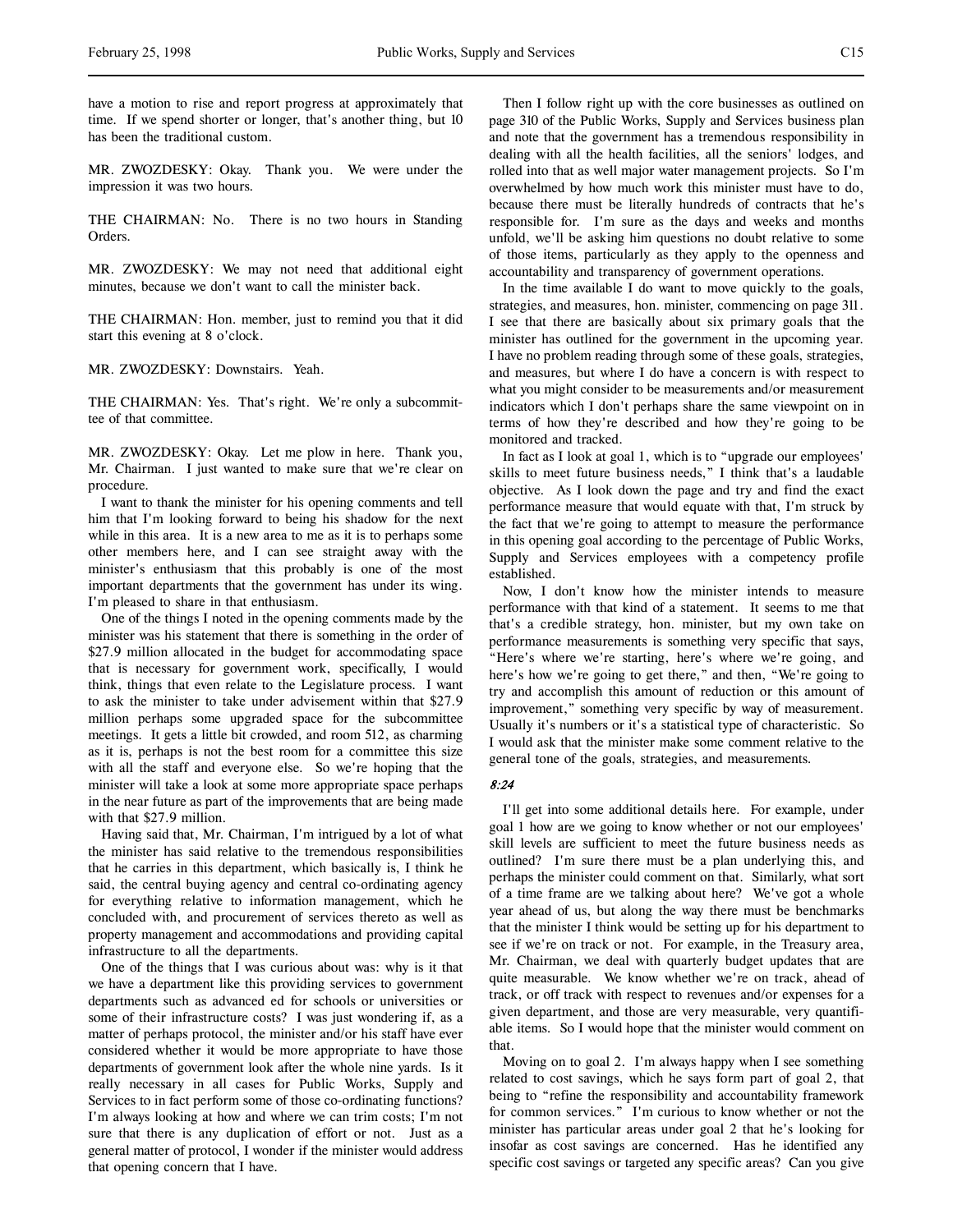have a motion to rise and report progress at approximately that time. If we spend shorter or longer, that's another thing, but 10 has been the traditional custom.

MR. ZWOZDESKY: Okay. Thank you. We were under the impression it was two hours.

THE CHAIRMAN: No. There is no two hours in Standing Orders.

MR. ZWOZDESKY: We may not need that additional eight minutes, because we don't want to call the minister back.

THE CHAIRMAN: Hon. member, just to remind you that it did start this evening at 8 o'clock.

MR. ZWOZDESKY: Downstairs. Yeah.

THE CHAIRMAN: Yes. That's right. We're only a subcommittee of that committee.

MR. ZWOZDESKY: Okay. Let me plow in here. Thank you, Mr. Chairman. I just wanted to make sure that we're clear on procedure.

I want to thank the minister for his opening comments and tell him that I'm looking forward to being his shadow for the next while in this area. It is a new area to me as it is to perhaps some other members here, and I can see straight away with the minister's enthusiasm that this probably is one of the most important departments that the government has under its wing. I'm pleased to share in that enthusiasm.

One of the things I noted in the opening comments made by the minister was his statement that there is something in the order of $27.9 million allocated in the budget for accommodating space that is necessary for government work, specifically, I would think, things that even relate to the Legislature process. I want to ask the minister to take under advisement within that $27.9 million perhaps some upgraded space for the subcommittee meetings. It gets a little bit crowded, and room 512, as charming as it is, perhaps is not the best room for a committee this size with all the staff and everyone else. So we're hoping that the minister will take a look at some more appropriate space perhaps in the near future as part of the improvements that are being made with that $27.9 million.

Having said that, Mr. Chairman, I'm intrigued by a lot of what the minister has said relative to the tremendous responsibilities that he carries in this department, which basically is, I think he said, the central buying agency and central co-ordinating agency for everything relative to information management, which he concluded with, and procurement of services thereto as well as property management and accommodations and providing capital infrastructure to all the departments.

One of the things that I was curious about was: why is it that we have a department like this providing services to government departments such as advanced ed for schools or universities or some of their infrastructure costs? I was just wondering if, as a matter of perhaps protocol, the minister and/or his staff have ever considered whether it would be more appropriate to have those departments of government look after the whole nine yards. Is it really necessary in all cases for Public Works, Supply and Services to in fact perform some of those co-ordinating functions? I'm always looking at how and where we can trim costs; I'm not sure that there is any duplication of effort or not. Just as a general matter of protocol, I wonder if the minister would address that opening concern that I have.

Then I follow right up with the core businesses as outlined on page 310 of the Public Works, Supply and Services business plan and note that the government has a tremendous responsibility in dealing with all the health facilities, all the seniors' lodges, and rolled into that as well major water management projects. So I'm overwhelmed by how much work this minister must have to do, because there must be literally hundreds of contracts that he's responsible for. I'm sure as the days and weeks and months unfold, we'll be asking him questions no doubt relative to some of those items, particularly as they apply to the openness and accountability and transparency of government operations.

In the time available I do want to move quickly to the goals, strategies, and measures, hon. minister, commencing on page 311. I see that there are basically about six primary goals that the minister has outlined for the government in the upcoming year. I have no problem reading through some of these goals, strategies, and measures, but where I do have a concern is with respect to what you might consider to be measurements and/or measurement indicators which I don't perhaps share the same viewpoint on in terms of how they're described and how they're going to be monitored and tracked.

In fact as I look at goal 1, which is to "upgrade our employees' skills to meet future business needs," I think that's a laudable objective. As I look down the page and try and find the exact performance measure that would equate with that, I'm struck by the fact that we're going to attempt to measure the performance in this opening goal according to the percentage of Public Works, Supply and Services employees with a competency profile established.

Now, I don't know how the minister intends to measure performance with that kind of a statement. It seems to me that that's a credible strategy, hon. minister, but my own take on performance measurements is something very specific that says, "Here's where we're starting, here's where we're going, and here's how we're going to get there," and then, "We're going to try and accomplish this amount of reduction or this amount of improvement," something very specific by way of measurement. Usually it's numbers or it's a statistical type of characteristic. So I would ask that the minister make some comment relative to the general tone of the goals, strategies, and measurements.

*8:24*

I'll get into some additional details here. For example, under goal 1 how are we going to know whether or not our employees' skill levels are sufficient to meet the future business needs as outlined? I'm sure there must be a plan underlying this, and perhaps the minister could comment on that. Similarly, what sort of a time frame are we talking about here? We've got a whole year ahead of us, but along the way there must be benchmarks that the minister I think would be setting up for his department to see if we're on track or not. For example, in the Treasury area, Mr. Chairman, we deal with quarterly budget updates that are quite measurable. We know whether we're on track, ahead of track, or off track with respect to revenues and/or expenses for a given department, and those are very measurable, very quantifiable items. So I would hope that the minister would comment on that.

Moving on to goal 2. I'm always happy when I see something related to cost savings, which he says form part of goal 2, that being to "refine the responsibility and accountability framework for common services." I'm curious to know whether or not the minister has particular areas under goal 2 that he's looking for insofar as cost savings are concerned. Has he identified any specific cost savings or targeted any specific areas? Can you give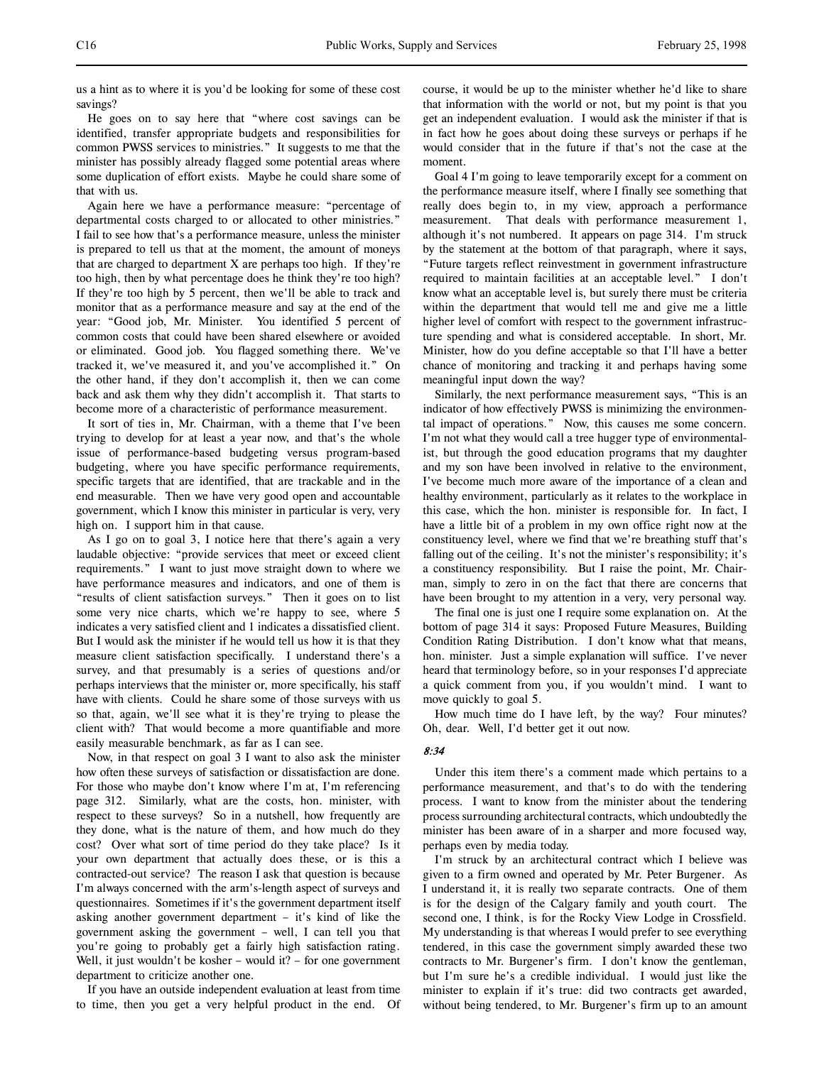us a hint as to where it is you'd be looking for some of these cost savings?

He goes on to say here that "where cost savings can be identified, transfer appropriate budgets and responsibilities for common PWSS services to ministries." It suggests to me that the minister has possibly already flagged some potential areas where some duplication of effort exists. Maybe he could share some of that with us.

Again here we have a performance measure: "percentage of departmental costs charged to or allocated to other ministries." I fail to see how that's a performance measure, unless the minister is prepared to tell us that at the moment, the amount of moneys that are charged to department X are perhaps too high. If they're too high, then by what percentage does he think they're too high? If they're too high by 5 percent, then we'll be able to track and monitor that as a performance measure and say at the end of the year: "Good job, Mr. Minister. You identified 5 percent of common costs that could have been shared elsewhere or avoided or eliminated. Good job. You flagged something there. We've tracked it, we've measured it, and you've accomplished it." On the other hand, if they don't accomplish it, then we can come back and ask them why they didn't accomplish it. That starts to become more of a characteristic of performance measurement.

It sort of ties in, Mr. Chairman, with a theme that I've been trying to develop for at least a year now, and that's the whole issue of performance-based budgeting versus program-based budgeting, where you have specific performance requirements, specific targets that are identified, that are trackable and in the end measurable. Then we have very good open and accountable government, which I know this minister in particular is very, very high on. I support him in that cause.

As I go on to goal 3, I notice here that there's again a very laudable objective: "provide services that meet or exceed client requirements." I want to just move straight down to where we have performance measures and indicators, and one of them is "results of client satisfaction surveys." Then it goes on to list some very nice charts, which we're happy to see, where 5 indicates a very satisfied client and 1 indicates a dissatisfied client. But I would ask the minister if he would tell us how it is that they measure client satisfaction specifically. I understand there's a survey, and that presumably is a series of questions and/or perhaps interviews that the minister or, more specifically, his staff have with clients. Could he share some of those surveys with us so that, again, we'll see what it is they're trying to please the client with? That would become a more quantifiable and more easily measurable benchmark, as far as I can see.

Now, in that respect on goal 3 I want to also ask the minister how often these surveys of satisfaction or dissatisfaction are done. For those who maybe don't know where I'm at, I'm referencing page 312. Similarly, what are the costs, hon. minister, with respect to these surveys? So in a nutshell, how frequently are they done, what is the nature of them, and how much do they cost? Over what sort of time period do they take place? Is it your own department that actually does these, or is this a contracted-out service? The reason I ask that question is because I'm always concerned with the arm's-length aspect of surveys and questionnaires. Sometimes if it's the government department itself asking another government department – it's kind of like the government asking the government – well, I can tell you that you're going to probably get a fairly high satisfaction rating. Well, it just wouldn't be kosher – would it? – for one government department to criticize another one.

If you have an outside independent evaluation at least from time to time, then you get a very helpful product in the end. Of course, it would be up to the minister whether he'd like to share that information with the world or not, but my point is that you get an independent evaluation. I would ask the minister if that is in fact how he goes about doing these surveys or perhaps if he would consider that in the future if that's not the case at the moment.

Goal 4 I'm going to leave temporarily except for a comment on the performance measure itself, where I finally see something that really does begin to, in my view, approach a performance measurement. That deals with performance measurement 1, although it's not numbered. It appears on page 314. I'm struck by the statement at the bottom of that paragraph, where it says, "Future targets reflect reinvestment in government infrastructure required to maintain facilities at an acceptable level." I don't know what an acceptable level is, but surely there must be criteria within the department that would tell me and give me a little higher level of comfort with respect to the government infrastructure spending and what is considered acceptable. In short, Mr. Minister, how do you define acceptable so that I'll have a better chance of monitoring and tracking it and perhaps having some meaningful input down the way?

Similarly, the next performance measurement says, "This is an indicator of how effectively PWSS is minimizing the environmental impact of operations." Now, this causes me some concern. I'm not what they would call a tree hugger type of environmentalist, but through the good education programs that my daughter and my son have been involved in relative to the environment, I've become much more aware of the importance of a clean and healthy environment, particularly as it relates to the workplace in this case, which the hon. minister is responsible for. In fact, I have a little bit of a problem in my own office right now at the constituency level, where we find that we're breathing stuff that's falling out of the ceiling. It's not the minister's responsibility; it's a constituency responsibility. But I raise the point, Mr. Chairman, simply to zero in on the fact that there are concerns that have been brought to my attention in a very, very personal way.

The final one is just one I require some explanation on. At the bottom of page 314 it says: Proposed Future Measures, Building Condition Rating Distribution. I don't know what that means, hon. minister. Just a simple explanation will suffice. I've never heard that terminology before, so in your responses I'd appreciate a quick comment from you, if you wouldn't mind. I want to move quickly to goal 5.

How much time do I have left, by the way? Four minutes? Oh, dear. Well, I'd better get it out now.

*8:34*

Under this item there's a comment made which pertains to a performance measurement, and that's to do with the tendering process. I want to know from the minister about the tendering process surrounding architectural contracts, which undoubtedly the minister has been aware of in a sharper and more focused way, perhaps even by media today.

I'm struck by an architectural contract which I believe was given to a firm owned and operated by Mr. Peter Burgener. As I understand it, it is really two separate contracts. One of them is for the design of the Calgary family and youth court. The second one, I think, is for the Rocky View Lodge in Crossfield. My understanding is that whereas I would prefer to see everything tendered, in this case the government simply awarded these two contracts to Mr. Burgener's firm. I don't know the gentleman, but I'm sure he's a credible individual. I would just like the minister to explain if it's true: did two contracts get awarded, without being tendered, to Mr. Burgener's firm up to an amount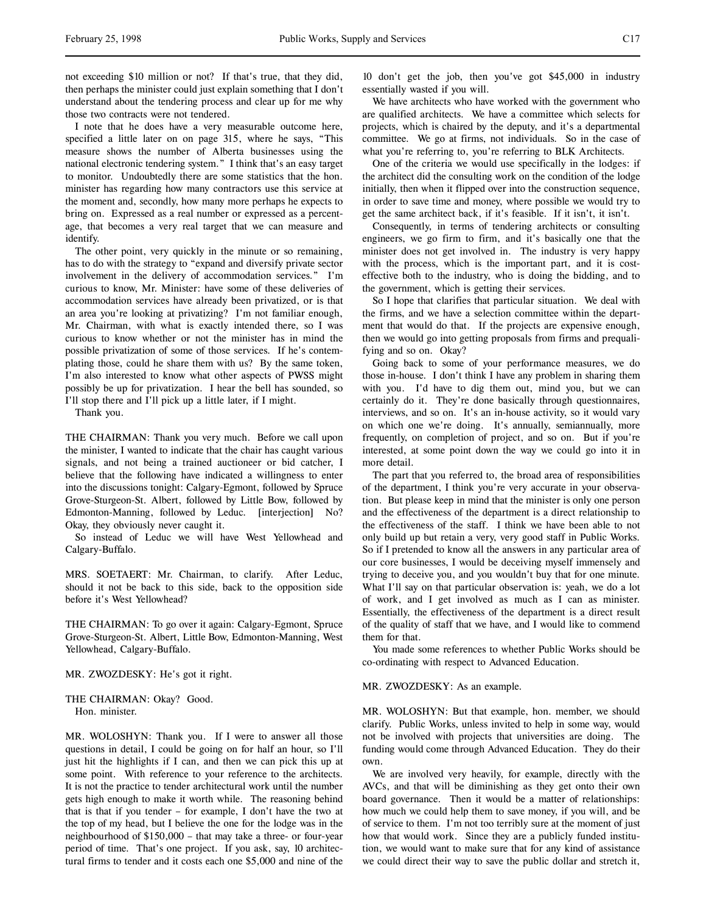not exceeding $10 million or not? If that's true, that they did, then perhaps the minister could just explain something that I don't understand about the tendering process and clear up for me why those two contracts were not tendered.

I note that he does have a very measurable outcome here, specified a little later on on page 315, where he says, "This measure shows the number of Alberta businesses using the national electronic tendering system." I think that's an easy target to monitor. Undoubtedly there are some statistics that the hon. minister has regarding how many contractors use this service at the moment and, secondly, how many more perhaps he expects to bring on. Expressed as a real number or expressed as a percentage, that becomes a very real target that we can measure and identify.

The other point, very quickly in the minute or so remaining, has to do with the strategy to "expand and diversify private sector involvement in the delivery of accommodation services." I'm curious to know, Mr. Minister: have some of these deliveries of accommodation services have already been privatized, or is that an area you're looking at privatizing? I'm not familiar enough, Mr. Chairman, with what is exactly intended there, so I was curious to know whether or not the minister has in mind the possible privatization of some of those services. If he's contemplating those, could he share them with us? By the same token, I'm also interested to know what other aspects of PWSS might possibly be up for privatization. I hear the bell has sounded, so I'll stop there and I'll pick up a little later, if I might.

Thank you.

THE CHAIRMAN: Thank you very much. Before we call upon the minister, I wanted to indicate that the chair has caught various signals, and not being a trained auctioneer or bid catcher, I believe that the following have indicated a willingness to enter into the discussions tonight: Calgary-Egmont, followed by Spruce Grove-Sturgeon-St. Albert, followed by Little Bow, followed by Edmonton-Manning, followed by Leduc. [interjection] No? Okay, they obviously never caught it.

So instead of Leduc we will have West Yellowhead and Calgary-Buffalo.

MRS. SOETAERT: Mr. Chairman, to clarify. After Leduc, should it not be back to this side, back to the opposition side before it's West Yellowhead?

THE CHAIRMAN: To go over it again: Calgary-Egmont, Spruce Grove-Sturgeon-St. Albert, Little Bow, Edmonton-Manning, West Yellowhead, Calgary-Buffalo.

MR. ZWOZDESKY: He's got it right.

THE CHAIRMAN: Okay? Good.

Hon. minister.

MR. WOLOSHYN: Thank you. If I were to answer all those questions in detail, I could be going on for half an hour, so I'll just hit the highlights if I can, and then we can pick this up at some point. With reference to your reference to the architects. It is not the practice to tender architectural work until the number gets high enough to make it worth while. The reasoning behind that is that if you tender – for example, I don't have the two at the top of my head, but I believe the one for the lodge was in the neighbourhood of $150,000 – that may take a three- or four-year period of time. That's one project. If you ask, say, 10 architectural firms to tender and it costs each one $5,000 and nine of the 10 don't get the job, then you've got $45,000 in industry essentially wasted if you will.

We have architects who have worked with the government who are qualified architects. We have a committee which selects for projects, which is chaired by the deputy, and it's a departmental committee. We go at firms, not individuals. So in the case of what you're referring to, you're referring to BLK Architects.

One of the criteria we would use specifically in the lodges: if the architect did the consulting work on the condition of the lodge initially, then when it flipped over into the construction sequence, in order to save time and money, where possible we would try to get the same architect back, if it's feasible. If it isn't, it isn't.

Consequently, in terms of tendering architects or consulting engineers, we go firm to firm, and it's basically one that the minister does not get involved in. The industry is very happy with the process, which is the important part, and it is cost-effective both to the industry, who is doing the bidding, and to the government, which is getting their services.

So I hope that clarifies that particular situation. We deal with the firms, and we have a selection committee within the department that would do that. If the projects are expensive enough, then we would go into getting proposals from firms and prequalifying and so on. Okay?

Going back to some of your performance measures, we do those in-house. I don't think I have any problem in sharing them with you. I'd have to dig them out, mind you, but we can certainly do it. They're done basically through questionnaires, interviews, and so on. It's an in-house activity, so it would vary on which one we're doing. It's annually, semiannually, more frequently, on completion of project, and so on. But if you're interested, at some point down the way we could go into it in more detail.

The part that you referred to, the broad area of responsibilities of the department, I think you're very accurate in your observation. But please keep in mind that the minister is only one person and the effectiveness of the department is a direct relationship to the effectiveness of the staff. I think we have been able to not only build up but retain a very, very good staff in Public Works. So if I pretended to know all the answers in any particular area of our core businesses, I would be deceiving myself immensely and trying to deceive you, and you wouldn't buy that for one minute. What I'll say on that particular observation is: yeah, we do a lot of work, and I get involved as much as I can as minister. Essentially, the effectiveness of the department is a direct result of the quality of staff that we have, and I would like to commend them for that.

You made some references to whether Public Works should be co-ordinating with respect to Advanced Education.

MR. ZWOZDESKY: As an example.

MR. WOLOSHYN: But that example, hon. member, we should clarify. Public Works, unless invited to help in some way, would not be involved with projects that universities are doing. The funding would come through Advanced Education. They do their own.

We are involved very heavily, for example, directly with the AVCs, and that will be diminishing as they get onto their own board governance. Then it would be a matter of relationships: how much we could help them to save money, if you will, and be of service to them. I'm not too terribly sure at the moment of just how that would work. Since they are a publicly funded institution, we would want to make sure that for any kind of assistance we could direct their way to save the public dollar and stretch it,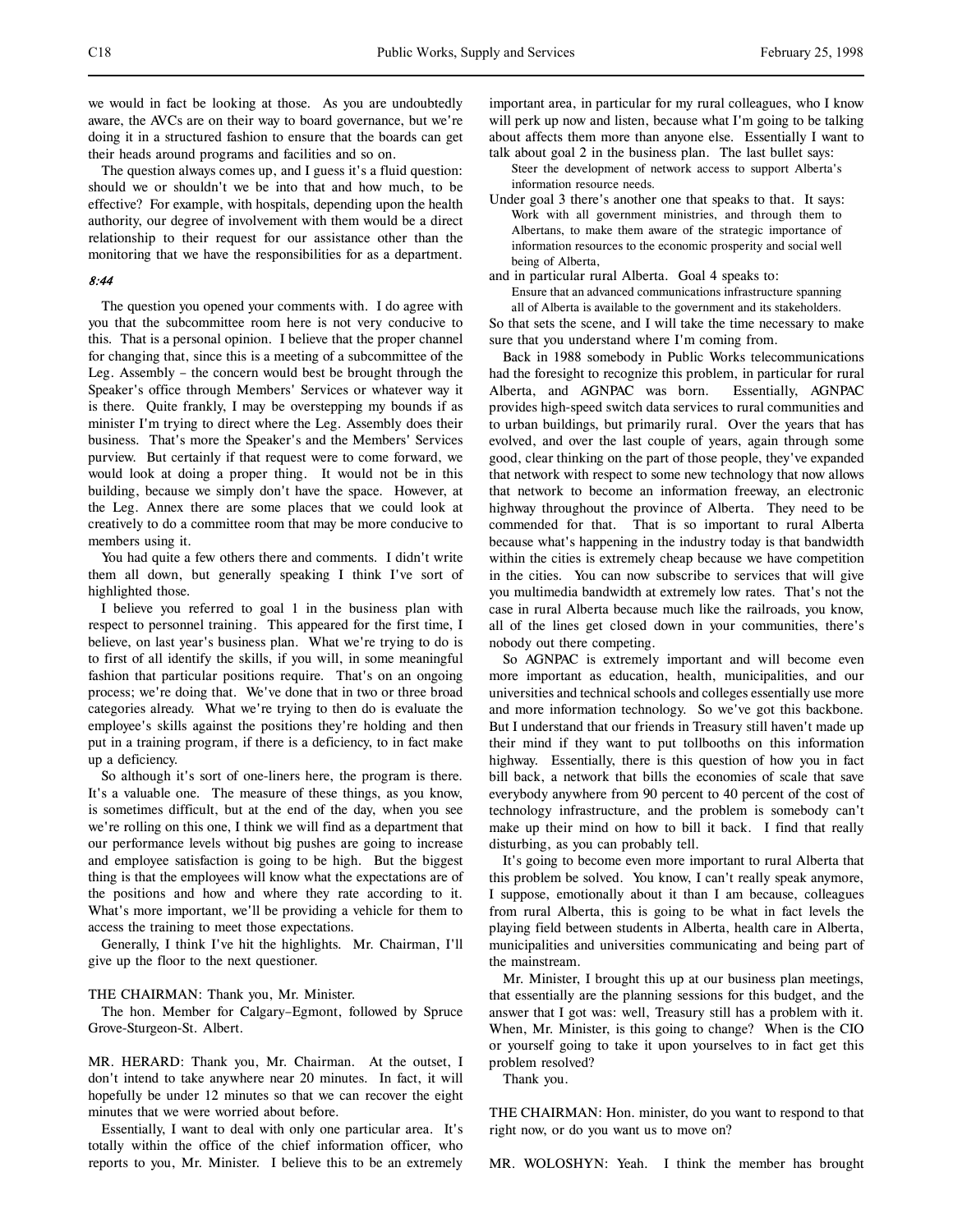we would in fact be looking at those. As you are undoubtedly aware, the AVCs are on their way to board governance, but we're doing it in a structured fashion to ensure that the boards can get their heads around programs and facilities and so on.

The question always comes up, and I guess it's a fluid question: should we or shouldn't we be into that and how much, to be effective? For example, with hospitals, depending upon the health authority, our degree of involvement with them would be a direct relationship to their request for our assistance other than the monitoring that we have the responsibilities for as a department.

*8:44*

The question you opened your comments with. I do agree with you that the subcommittee room here is not very conducive to this. That is a personal opinion. I believe that the proper channel for changing that, since this is a meeting of a subcommittee of the Leg. Assembly – the concern would best be brought through the Speaker's office through Members' Services or whatever way it is there. Quite frankly, I may be overstepping my bounds if as minister I'm trying to direct where the Leg. Assembly does their business. That's more the Speaker's and the Members' Services purview. But certainly if that request were to come forward, we would look at doing a proper thing. It would not be in this building, because we simply don't have the space. However, at the Leg. Annex there are some places that we could look at creatively to do a committee room that may be more conducive to members using it.

You had quite a few others there and comments. I didn't write them all down, but generally speaking I think I've sort of highlighted those.

I believe you referred to goal 1 in the business plan with respect to personnel training. This appeared for the first time, I believe, on last year's business plan. What we're trying to do is to first of all identify the skills, if you will, in some meaningful fashion that particular positions require. That's on an ongoing process; we're doing that. We've done that in two or three broad categories already. What we're trying to then do is evaluate the employee's skills against the positions they're holding and then put in a training program, if there is a deficiency, to in fact make up a deficiency.

So although it's sort of one-liners here, the program is there. It's a valuable one. The measure of these things, as you know, is sometimes difficult, but at the end of the day, when you see we're rolling on this one, I think we will find as a department that our performance levels without big pushes are going to increase and employee satisfaction is going to be high. But the biggest thing is that the employees will know what the expectations are of the positions and how and where they rate according to it. What's more important, we'll be providing a vehicle for them to access the training to meet those expectations.

Generally, I think I've hit the highlights. Mr. Chairman, I'll give up the floor to the next questioner.

THE CHAIRMAN: Thank you, Mr. Minister.

The hon. Member for Calgary-Egmont, followed by Spruce Grove-Sturgeon-St. Albert.

MR. HERARD: Thank you, Mr. Chairman. At the outset, I don't intend to take anywhere near 20 minutes. In fact, it will hopefully be under 12 minutes so that we can recover the eight minutes that we were worried about before.

Essentially, I want to deal with only one particular area. It's totally within the office of the chief information officer, who reports to you, Mr. Minister. I believe this to be an extremely important area, in particular for my rural colleagues, who I know will perk up now and listen, because what I'm going to be talking about affects them more than anyone else. Essentially I want to talk about goal 2 in the business plan. The last bullet says:

> Steer the development of network access to support Alberta's information resource needs.

Under goal 3 there's another one that speaks to that. It says:

> Work with all government ministries, and through them to Albertans, to make them aware of the strategic importance of information resources to the economic prosperity and social well being of Alberta,

and in particular rural Alberta. Goal 4 speaks to:

> Ensure that an advanced communications infrastructure spanning all of Alberta is available to the government and its stakeholders.

So that sets the scene, and I will take the time necessary to make sure that you understand where I'm coming from.

Back in 1988 somebody in Public Works telecommunications had the foresight to recognize this problem, in particular for rural Alberta, and AGNPAC was born. Essentially, AGNPAC provides high-speed switch data services to rural communities and to urban buildings, but primarily rural. Over the years that has evolved, and over the last couple of years, again through some good, clear thinking on the part of those people, they've expanded that network with respect to some new technology that now allows that network to become an information freeway, an electronic highway throughout the province of Alberta. They need to be commended for that. That is so important to rural Alberta because what's happening in the industry today is that bandwidth within the cities is extremely cheap because we have competition in the cities. You can now subscribe to services that will give you multimedia bandwidth at extremely low rates. That's not the case in rural Alberta because much like the railroads, you know, all of the lines get closed down in your communities, there's nobody out there competing.

So AGNPAC is extremely important and will become even more important as education, health, municipalities, and our universities and technical schools and colleges essentially use more and more information technology. So we've got this backbone. But I understand that our friends in Treasury still haven't made up their mind if they want to put tollbooths on this information highway. Essentially, there is this question of how you in fact bill back, a network that bills the economies of scale that save everybody anywhere from 90 percent to 40 percent of the cost of technology infrastructure, and the problem is somebody can't make up their mind on how to bill it back. I find that really disturbing, as you can probably tell.

It's going to become even more important to rural Alberta that this problem be solved. You know, I can't really speak anymore, I suppose, emotionally about it than I am because, colleagues from rural Alberta, this is going to be what in fact levels the playing field between students in Alberta, health care in Alberta, municipalities and universities communicating and being part of the mainstream.

Mr. Minister, I brought this up at our business plan meetings, that essentially are the planning sessions for this budget, and the answer that I got was: well, Treasury still has a problem with it. When, Mr. Minister, is this going to change? When is the CIO or yourself going to take it upon yourselves to in fact get this problem resolved?

Thank you.

THE CHAIRMAN: Hon. minister, do you want to respond to that right now, or do you want us to move on?

MR. WOLOSHYN: Yeah. I think the member has brought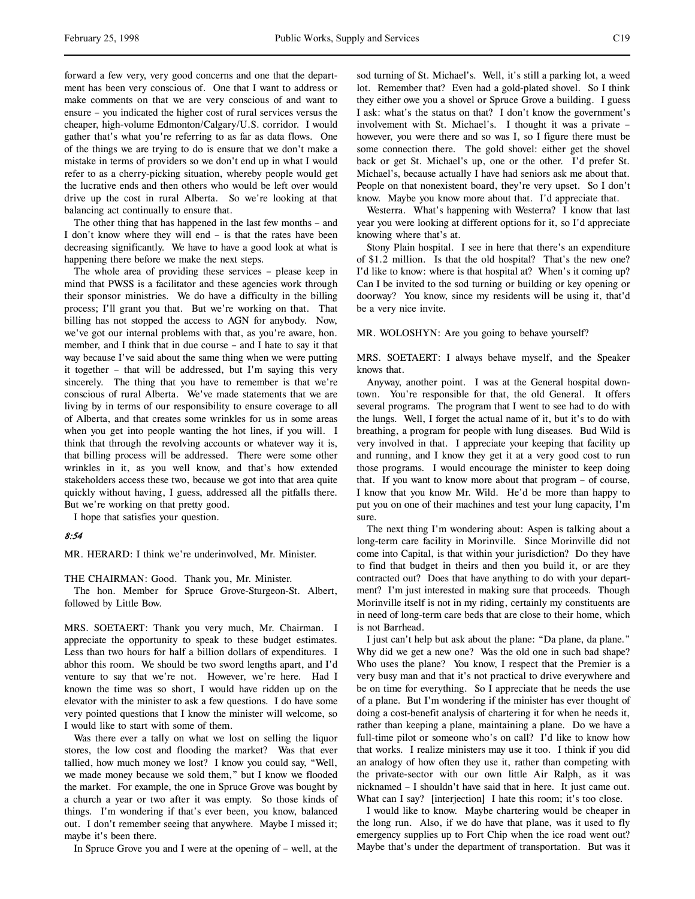forward a few very, very good concerns and one that the department has been very conscious of. One that I want to address or make comments on that we are very conscious of and want to ensure – you indicated the higher cost of rural services versus the cheaper, high-volume Edmonton/Calgary/U.S. corridor. I would gather that's what you're referring to as far as data flows. One of the things we are trying to do is ensure that we don't make a mistake in terms of providers so we don't end up in what I would refer to as a cherry-picking situation, whereby people would get the lucrative ends and then others who would be left over would drive up the cost in rural Alberta. So we're looking at that balancing act continually to ensure that.

The other thing that has happened in the last few months – and I don't know where they will end – is that the rates have been decreasing significantly. We have to have a good look at what is happening there before we make the next steps.

The whole area of providing these services – please keep in mind that PWSS is a facilitator and these agencies work through their sponsor ministries. We do have a difficulty in the billing process; I'll grant you that. But we're working on that. That billing has not stopped the access to AGN for anybody. Now, we've got our internal problems with that, as you're aware, hon. member, and I think that in due course – and I hate to say it that way because I've said about the same thing when we were putting it together – that will be addressed, but I'm saying this very sincerely. The thing that you have to remember is that we're conscious of rural Alberta. We've made statements that we are living by in terms of our responsibility to ensure coverage to all of Alberta, and that creates some wrinkles for us in some areas when you get into people wanting the hot lines, if you will. I think that through the revolving accounts or whatever way it is, that billing process will be addressed. There were some other wrinkles in it, as you well know, and that's how extended stakeholders access these two, because we got into that area quite quickly without having, I guess, addressed all the pitfalls there. But we're working on that pretty good.

I hope that satisfies your question.

*8:54*

MR. HERARD: I think we're underinvolved, Mr. Minister.

THE CHAIRMAN: Good. Thank you, Mr. Minister.

The hon. Member for Spruce Grove-Sturgeon-St. Albert, followed by Little Bow.

MRS. SOETAERT: Thank you very much, Mr. Chairman. I appreciate the opportunity to speak to these budget estimates. Less than two hours for half a billion dollars of expenditures. I abhor this room. We should be two sword lengths apart, and I'd venture to say that we're not. However, we're here. Had I known the time was so short, I would have ridden up on the elevator with the minister to ask a few questions. I do have some very pointed questions that I know the minister will welcome, so I would like to start with some of them.

Was there ever a tally on what we lost on selling the liquor stores, the low cost and flooding the market? Was that ever tallied, how much money we lost? I know you could say, "Well, we made money because we sold them," but I know we flooded the market. For example, the one in Spruce Grove was bought by a church a year or two after it was empty. So those kinds of things. I'm wondering if that's ever been, you know, balanced out. I don't remember seeing that anywhere. Maybe I missed it; maybe it's been there.

In Spruce Grove you and I were at the opening of – well, at the sod turning of St. Michael's. Well, it's still a parking lot, a weed lot. Remember that? Even had a gold-plated shovel. So I think they either owe you a shovel or Spruce Grove a building. I guess I ask: what's the status on that? I don't know the government's involvement with St. Michael's. I thought it was a private – however, you were there and so was I, so I figure there must be some connection there. The gold shovel: either get the shovel back or get St. Michael's up, one or the other. I'd prefer St. Michael's, because actually I have had seniors ask me about that. People on that nonexistent board, they're very upset. So I don't know. Maybe you know more about that. I'd appreciate that.

Westerra. What's happening with Westerra? I know that last year you were looking at different options for it, so I'd appreciate knowing where that's at.

Stony Plain hospital. I see in here that there's an expenditure of $1.2 million. Is that the old hospital? That's the new one? I'd like to know: where is that hospital at? When's it coming up? Can I be invited to the sod turning or building or key opening or doorway? You know, since my residents will be using it, that'd be a very nice invite.

MR. WOLOSHYN: Are you going to behave yourself?

MRS. SOETAERT: I always behave myself, and the Speaker knows that.

Anyway, another point. I was at the General hospital downtown. You're responsible for that, the old General. It offers several programs. The program that I went to see had to do with the lungs. Well, I forget the actual name of it, but it's to do with breathing, a program for people with lung diseases. Bud Wild is very involved in that. I appreciate your keeping that facility up and running, and I know they get it at a very good cost to run those programs. I would encourage the minister to keep doing that. If you want to know more about that program – of course, I know that you know Mr. Wild. He'd be more than happy to put you on one of their machines and test your lung capacity, I'm sure.

The next thing I'm wondering about: Aspen is talking about a long-term care facility in Morinville. Since Morinville did not come into Capital, is that within your jurisdiction? Do they have to find that budget in theirs and then you build it, or are they contracted out? Does that have anything to do with your department? I'm just interested in making sure that proceeds. Though Morinville itself is not in my riding, certainly my constituents are in need of long-term care beds that are close to their home, which is not Barrhead.

I just can't help but ask about the plane: "Da plane, da plane." Why did we get a new one? Was the old one in such bad shape? Who uses the plane? You know, I respect that the Premier is a very busy man and that it's not practical to drive everywhere and be on time for everything. So I appreciate that he needs the use of a plane. But I'm wondering if the minister has ever thought of doing a cost-benefit analysis of chartering it for when he needs it, rather than keeping a plane, maintaining a plane. Do we have a full-time pilot or someone who's on call? I'd like to know how that works. I realize ministers may use it too. I think if you did an analogy of how often they use it, rather than competing with the private-sector with our own little Air Ralph, as it was nicknamed – I shouldn't have said that in here. It just came out. What can I say? [interjection] I hate this room; it's too close.

I would like to know. Maybe chartering would be cheaper in the long run. Also, if we do have that plane, was it used to fly emergency supplies up to Fort Chip when the ice road went out? Maybe that's under the department of transportation. But was it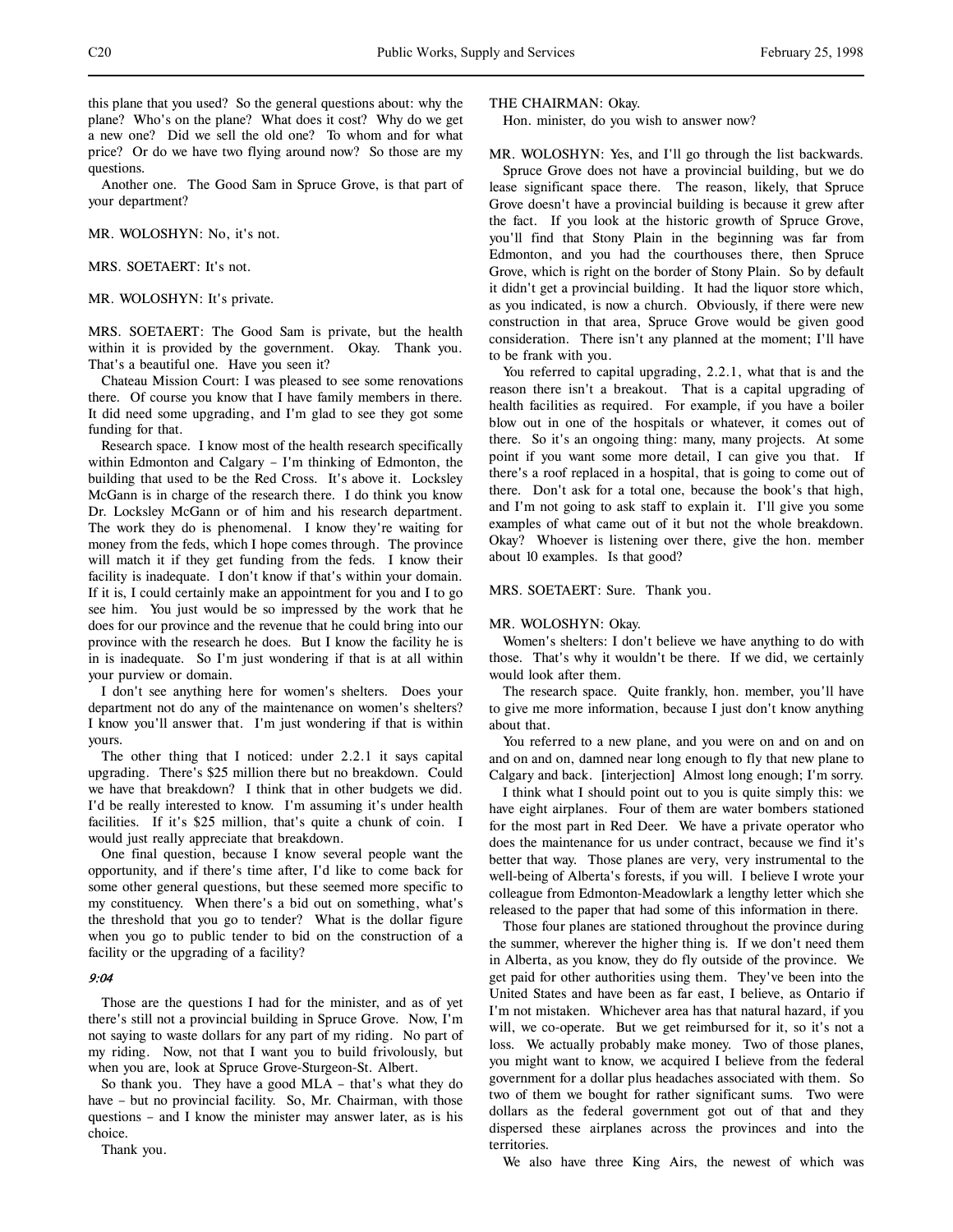this plane that you used? So the general questions about: why the plane? Who's on the plane? What does it cost? Why do we get a new one? Did we sell the old one? To whom and for what price? Or do we have two flying around now? So those are my questions.

Another one. The Good Sam in Spruce Grove, is that part of your department?

MR. WOLOSHYN: No, it's not.

MRS. SOETAERT: It's not.

MR. WOLOSHYN: It's private.

MRS. SOETAERT: The Good Sam is private, but the health within it is provided by the government. Okay. Thank you. That's a beautiful one. Have you seen it?

Chateau Mission Court: I was pleased to see some renovations there. Of course you know that I have family members in there. It did need some upgrading, and I'm glad to see they got some funding for that.

Research space. I know most of the health research specifically within Edmonton and Calgary – I'm thinking of Edmonton, the building that used to be the Red Cross. It's above it. Locksley McGann is in charge of the research there. I do think you know Dr. Locksley McGann or of him and his research department. The work they do is phenomenal. I know they're waiting for money from the feds, which I hope comes through. The province will match it if they get funding from the feds. I know their facility is inadequate. I don't know if that's within your domain. If it is, I could certainly make an appointment for you and I to go see him. You just would be so impressed by the work that he does for our province and the revenue that he could bring into our province with the research he does. But I know the facility he is in is inadequate. So I'm just wondering if that is at all within your purview or domain.

I don't see anything here for women's shelters. Does your department not do any of the maintenance on women's shelters? I know you'll answer that. I'm just wondering if that is within yours.

The other thing that I noticed: under 2.2.1 it says capital upgrading. There's $25 million there but no breakdown. Could we have that breakdown? I think that in other budgets we did. I'd be really interested to know. I'm assuming it's under health facilities. If it's $25 million, that's quite a chunk of coin. I would just really appreciate that breakdown.

One final question, because I know several people want the opportunity, and if there's time after, I'd like to come back for some other general questions, but these seemed more specific to my constituency. When there's a bid out on something, what's the threshold that you go to tender? What is the dollar figure when you go to public tender to bid on the construction of a facility or the upgrading of a facility?

*9:04*

Those are the questions I had for the minister, and as of yet there's still not a provincial building in Spruce Grove. Now, I'm not saying to waste dollars for any part of my riding. No part of my riding. Now, not that I want you to build frivolously, but when you are, look at Spruce Grove-Sturgeon-St. Albert.

So thank you. They have a good MLA – that's what they do have – but no provincial facility. So, Mr. Chairman, with those questions – and I know the minister may answer later, as is his choice.

Thank you.

THE CHAIRMAN: Okay.

Hon. minister, do you wish to answer now?

MR. WOLOSHYN: Yes, and I'll go through the list backwards.

Spruce Grove does not have a provincial building, but we do lease significant space there. The reason, likely, that Spruce Grove doesn't have a provincial building is because it grew after the fact. If you look at the historic growth of Spruce Grove, you'll find that Stony Plain in the beginning was far from Edmonton, and you had the courthouses there, then Spruce Grove, which is right on the border of Stony Plain. So by default it didn't get a provincial building. It had the liquor store which, as you indicated, is now a church. Obviously, if there were new construction in that area, Spruce Grove would be given good consideration. There isn't any planned at the moment; I'll have to be frank with you.

You referred to capital upgrading, 2.2.1, what that is and the reason there isn't a breakout. That is a capital upgrading of health facilities as required. For example, if you have a boiler blow out in one of the hospitals or whatever, it comes out of there. So it's an ongoing thing: many, many projects. At some point if you want some more detail, I can give you that. If there's a roof replaced in a hospital, that is going to come out of there. Don't ask for a total one, because the book's that high, and I'm not going to ask staff to explain it. I'll give you some examples of what came out of it but not the whole breakdown. Okay? Whoever is listening over there, give the hon. member about 10 examples. Is that good?

MRS. SOETAERT: Sure. Thank you.

MR. WOLOSHYN: Okay.

Women's shelters: I don't believe we have anything to do with those. That's why it wouldn't be there. If we did, we certainly would look after them.

The research space. Quite frankly, hon. member, you'll have to give me more information, because I just don't know anything about that.

You referred to a new plane, and you were on and on and on and on and on, damned near long enough to fly that new plane to Calgary and back. [interjection] Almost long enough; I'm sorry.

I think what I should point out to you is quite simply this: we have eight airplanes. Four of them are water bombers stationed for the most part in Red Deer. We have a private operator who does the maintenance for us under contract, because we find it's better that way. Those planes are very, very instrumental to the well-being of Alberta's forests, if you will. I believe I wrote your colleague from Edmonton-Meadowlark a lengthy letter which she released to the paper that had some of this information in there.

Those four planes are stationed throughout the province during the summer, wherever the higher thing is. If we don't need them in Alberta, as you know, they do fly outside of the province. We get paid for other authorities using them. They've been into the United States and have been as far east, I believe, as Ontario if I'm not mistaken. Whichever area has that natural hazard, if you will, we co-operate. But we get reimbursed for it, so it's not a loss. We actually probably make money. Two of those planes, you might want to know, we acquired I believe from the federal government for a dollar plus headaches associated with them. So two of them we bought for rather significant sums. Two were dollars as the federal government got out of that and they dispersed these airplanes across the provinces and into the territories.

We also have three King Airs, the newest of which was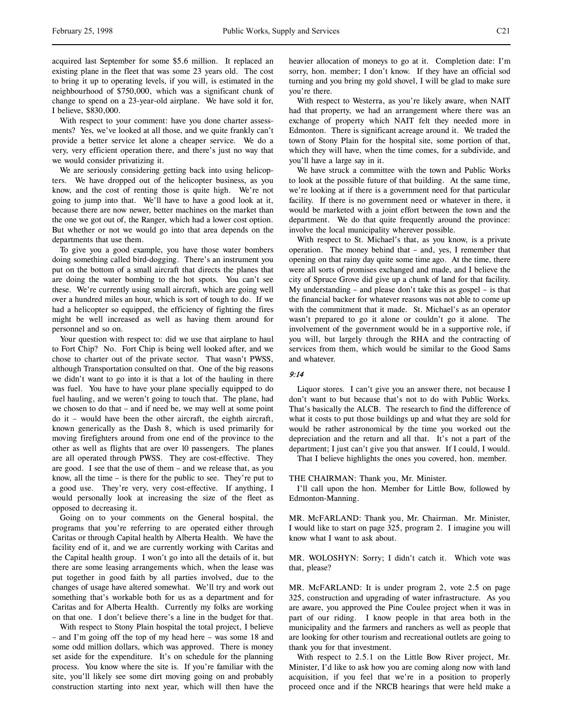acquired last September for some $5.6 million. It replaced an existing plane in the fleet that was some 23 years old. The cost to bring it up to operating levels, if you will, is estimated in the neighbourhood of $750,000, which was a significant chunk of change to spend on a 23-year-old airplane. We have sold it for, I believe, $830,000.

With respect to your comment: have you done charter assessments? Yes, we've looked at all those, and we quite frankly can't provide a better service let alone a cheaper service. We do a very, very efficient operation there, and there's just no way that we would consider privatizing it.

We are seriously considering getting back into using helicopters. We have dropped out of the helicopter business, as you know, and the cost of renting those is quite high. We're not going to jump into that. We'll have to have a good look at it, because there are now newer, better machines on the market than the one we got out of, the Ranger, which had a lower cost option. But whether or not we would go into that area depends on the departments that use them.

To give you a good example, you have those water bombers doing something called bird-dogging. There's an instrument you put on the bottom of a small aircraft that directs the planes that are doing the water bombing to the hot spots. You can't see these. We're currently using small aircraft, which are going well over a hundred miles an hour, which is sort of tough to do. If we had a helicopter so equipped, the efficiency of fighting the fires might be well increased as well as having them around for personnel and so on.

Your question with respect to: did we use that airplane to haul to Fort Chip? No. Fort Chip is being well looked after, and we chose to charter out of the private sector. That wasn't PWSS, although Transportation consulted on that. One of the big reasons we didn't want to go into it is that a lot of the hauling in there was fuel. You have to have your plane specially equipped to do fuel hauling, and we weren't going to touch that. The plane, had we chosen to do that – and if need be, we may well at some point do it – would have been the other aircraft, the eighth aircraft, known generically as the Dash 8, which is used primarily for moving firefighters around from one end of the province to the other as well as flights that are over 10 passengers. The planes are all operated through PWSS. They are cost-effective. They are good. I see that the use of them – and we release that, as you know, all the time – is there for the public to see. They're put to a good use. They're very, very cost-effective. If anything, I would personally look at increasing the size of the fleet as opposed to decreasing it.

Going on to your comments on the General hospital, the programs that you're referring to are operated either through Caritas or through Capital health by Alberta Health. We have the facility end of it, and we are currently working with Caritas and the Capital health group. I won't go into all the details of it, but there are some leasing arrangements which, when the lease was put together in good faith by all parties involved, due to the changes of usage have altered somewhat. We'll try and work out something that's workable both for us as a department and for Caritas and for Alberta Health. Currently my folks are working on that one. I don't believe there's a line in the budget for that.

With respect to Stony Plain hospital the total project, I believe – and I'm going off the top of my head here – was some 18 and some odd million dollars, which was approved. There is money set aside for the expenditure. It's on schedule for the planning process. You know where the site is. If you're familiar with the site, you'll likely see some dirt moving going on and probably construction starting into next year, which will then have the heavier allocation of moneys to go at it. Completion date: I'm sorry, hon. member; I don't know. If they have an official sod turning and you bring my gold shovel, I will be glad to make sure you're there.

With respect to Westerra, as you're likely aware, when NAIT had that property, we had an arrangement where there was an exchange of property which NAIT felt they needed more in Edmonton. There is significant acreage around it. We traded the town of Stony Plain for the hospital site, some portion of that, which they will have, when the time comes, for a subdivide, and you'll have a large say in it.

We have struck a committee with the town and Public Works to look at the possible future of that building. At the same time, we're looking at if there is a government need for that particular facility. If there is no government need or whatever in there, it would be marketed with a joint effort between the town and the department. We do that quite frequently around the province: involve the local municipality wherever possible.

With respect to St. Michael's that, as you know, is a private operation. The money behind that – and, yes, I remember that opening on that rainy day quite some time ago. At the time, there were all sorts of promises exchanged and made, and I believe the city of Spruce Grove did give up a chunk of land for that facility. My understanding – and please don't take this as gospel – is that the financial backer for whatever reasons was not able to come up with the commitment that it made. St. Michael's as an operator wasn't prepared to go it alone or couldn't go it alone. The involvement of the government would be in a supportive role, if you will, but largely through the RHA and the contracting of services from them, which would be similar to the Good Sams and whatever.

*9:14*

Liquor stores. I can't give you an answer there, not because I don't want to but because that's not to do with Public Works. That's basically the ALCB. The research to find the difference of what it costs to put those buildings up and what they are sold for would be rather astronomical by the time you worked out the depreciation and the return and all that. It's not a part of the department; I just can't give you that answer. If I could, I would.

That I believe highlights the ones you covered, hon. member.

THE CHAIRMAN: Thank you, Mr. Minister.

I'll call upon the hon. Member for Little Bow, followed by Edmonton-Manning.

MR. McFARLAND: Thank you, Mr. Chairman. Mr. Minister, I would like to start on page 325, program 2. I imagine you will know what I want to ask about.

MR. WOLOSHYN: Sorry; I didn't catch it. Which vote was that, please?

MR. McFARLAND: It is under program 2, vote 2.5 on page 325, construction and upgrading of water infrastructure. As you are aware, you approved the Pine Coulee project when it was in part of our riding. I know people in that area both in the municipality and the farmers and ranchers as well as people that are looking for other tourism and recreational outlets are going to thank you for that investment.

With respect to 2.5.1 on the Little Bow River project, Mr. Minister, I'd like to ask how you are coming along now with land acquisition, if you feel that we're in a position to properly proceed once and if the NRCB hearings that were held make a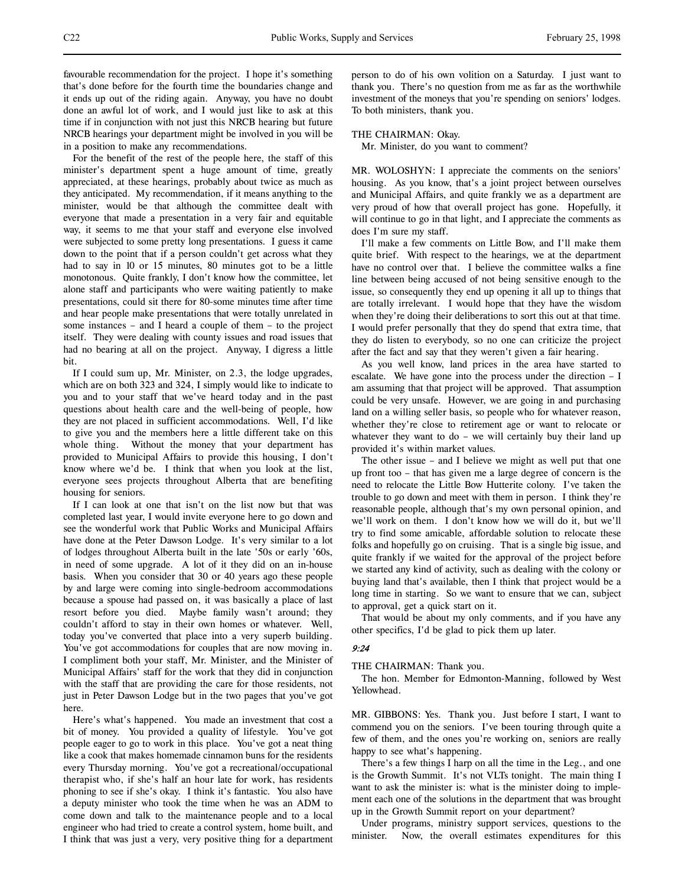favourable recommendation for the project. I hope it's something that's done before for the fourth time the boundaries change and it ends up out of the riding again. Anyway, you have no doubt done an awful lot of work, and I would just like to ask at this time if in conjunction with not just this NRCB hearing but future NRCB hearings your department might be involved in you will be in a position to make any recommendations.

For the benefit of the rest of the people here, the staff of this minister's department spent a huge amount of time, greatly appreciated, at these hearings, probably about twice as much as they anticipated. My recommendation, if it means anything to the minister, would be that although the committee dealt with everyone that made a presentation in a very fair and equitable way, it seems to me that your staff and everyone else involved were subjected to some pretty long presentations. I guess it came down to the point that if a person couldn't get across what they had to say in 10 or 15 minutes, 80 minutes got to be a little monotonous. Quite frankly, I don't know how the committee, let alone staff and participants who were waiting patiently to make presentations, could sit there for 80-some minutes time after time and hear people make presentations that were totally unrelated in some instances – and I heard a couple of them – to the project itself. They were dealing with county issues and road issues that had no bearing at all on the project. Anyway, I digress a little bit.

If I could sum up, Mr. Minister, on 2.3, the lodge upgrades, which are on both 323 and 324, I simply would like to indicate to you and to your staff that we've heard today and in the past questions about health care and the well-being of people, how they are not placed in sufficient accommodations. Well, I'd like to give you and the members here a little different take on this whole thing. Without the money that your department has provided to Municipal Affairs to provide this housing, I don't know where we'd be. I think that when you look at the list, everyone sees projects throughout Alberta that are benefiting housing for seniors.

If I can look at one that isn't on the list now but that was completed last year, I would invite everyone here to go down and see the wonderful work that Public Works and Municipal Affairs have done at the Peter Dawson Lodge. It's very similar to a lot of lodges throughout Alberta built in the late '50s or early '60s, in need of some upgrade. A lot of it they did on an in-house basis. When you consider that 30 or 40 years ago these people by and large were coming into single-bedroom accommodations because a spouse had passed on, it was basically a place of last resort before you died. Maybe family wasn't around; they couldn't afford to stay in their own homes or whatever. Well, today you've converted that place into a very superb building. You've got accommodations for couples that are now moving in. I compliment both your staff, Mr. Minister, and the Minister of Municipal Affairs' staff for the work that they did in conjunction with the staff that are providing the care for those residents, not just in Peter Dawson Lodge but in the two pages that you've got here.

Here's what's happened. You made an investment that cost a bit of money. You provided a quality of lifestyle. You've got people eager to go to work in this place. You've got a neat thing like a cook that makes homemade cinnamon buns for the residents every Thursday morning. You've got a recreational/occupational therapist who, if she's half an hour late for work, has residents phoning to see if she's okay. I think it's fantastic. You also have a deputy minister who took the time when he was an ADM to come down and talk to the maintenance people and to a local engineer who had tried to create a control system, home built, and I think that was just a very, very positive thing for a department person to do of his own volition on a Saturday. I just want to thank you. There's no question from me as far as the worthwhile investment of the moneys that you're spending on seniors' lodges. To both ministers, thank you.

THE CHAIRMAN: Okay.
Mr. Minister, do you want to comment?

MR. WOLOSHYN: I appreciate the comments on the seniors' housing. As you know, that's a joint project between ourselves and Municipal Affairs, and quite frankly we as a department are very proud of how that overall project has gone. Hopefully, it will continue to go in that light, and I appreciate the comments as does I'm sure my staff.

I'll make a few comments on Little Bow, and I'll make them quite brief. With respect to the hearings, we at the department have no control over that. I believe the committee walks a fine line between being accused of not being sensitive enough to the issue, so consequently they end up opening it all up to things that are totally irrelevant. I would hope that they have the wisdom when they're doing their deliberations to sort this out at that time. I would prefer personally that they do spend that extra time, that they do listen to everybody, so no one can criticize the project after the fact and say that they weren't given a fair hearing.

As you well know, land prices in the area have started to escalate. We have gone into the process under the direction – I am assuming that that project will be approved. That assumption could be very unsafe. However, we are going in and purchasing land on a willing seller basis, so people who for whatever reason, whether they're close to retirement age or want to relocate or whatever they want to do – we will certainly buy their land up provided it's within market values.

The other issue – and I believe we might as well put that one up front too – that has given me a large degree of concern is the need to relocate the Little Bow Hutterite colony. I've taken the trouble to go down and meet with them in person. I think they're reasonable people, although that's my own personal opinion, and we'll work on them. I don't know how we will do it, but we'll try to find some amicable, affordable solution to relocate these folks and hopefully go on cruising. That is a single big issue, and quite frankly if we waited for the approval of the project before we started any kind of activity, such as dealing with the colony or buying land that's available, then I think that project would be a long time in starting. So we want to ensure that we can, subject to approval, get a quick start on it.

That would be about my only comments, and if you have any other specifics, I'd be glad to pick them up later.

*9:24*

THE CHAIRMAN: Thank you.
The hon. Member for Edmonton-Manning, followed by West Yellowhead.

MR. GIBBONS: Yes. Thank you. Just before I start, I want to commend you on the seniors. I've been touring through quite a few of them, and the ones you're working on, seniors are really happy to see what's happening.

There's a few things I harp on all the time in the Leg., and one is the Growth Summit. It's not VLTs tonight. The main thing I want to ask the minister is: what is the minister doing to implement each one of the solutions in the department that was brought up in the Growth Summit report on your department?

Under programs, ministry support services, questions to the minister. Now, the overall estimates expenditures for this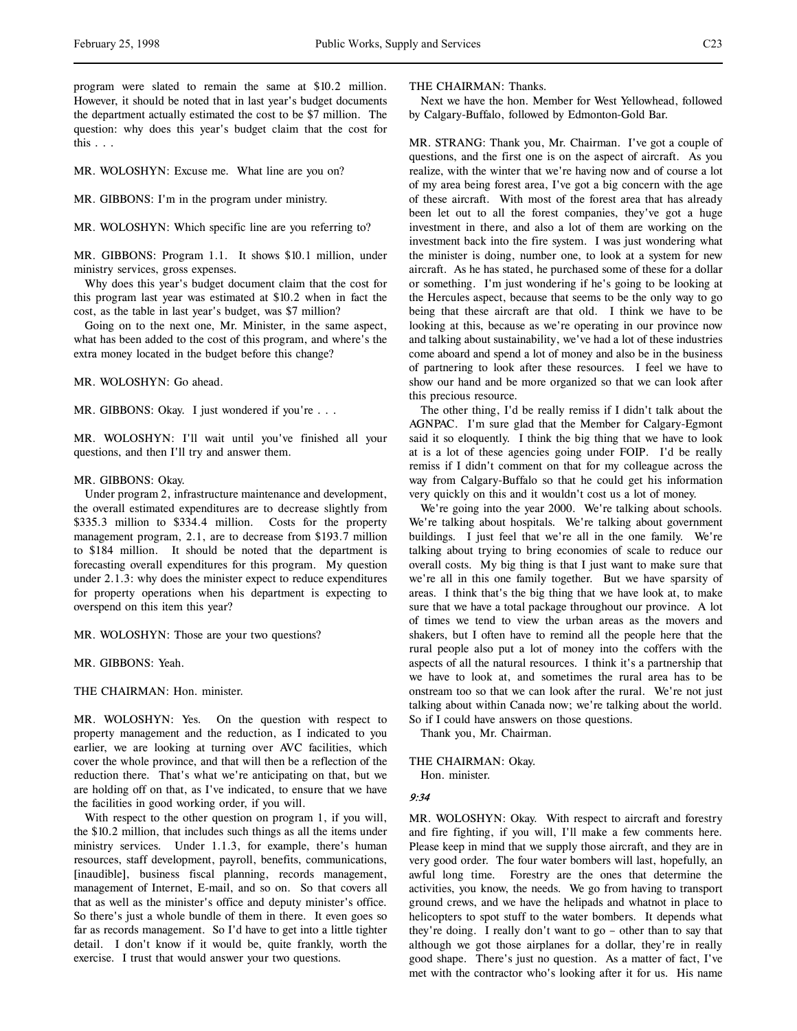program were slated to remain the same at $10.2 million. However, it should be noted that in last year's budget documents the department actually estimated the cost to be $7 million. The question: why does this year's budget claim that the cost for this . . .

MR. WOLOSHYN: Excuse me. What line are you on?

MR. GIBBONS: I'm in the program under ministry.

MR. WOLOSHYN: Which specific line are you referring to?

MR. GIBBONS: Program 1.1. It shows $10.1 million, under ministry services, gross expenses.

Why does this year's budget document claim that the cost for this program last year was estimated at $10.2 when in fact the cost, as the table in last year's budget, was $7 million?

Going on to the next one, Mr. Minister, in the same aspect, what has been added to the cost of this program, and where's the extra money located in the budget before this change?

MR. WOLOSHYN: Go ahead.

MR. GIBBONS: Okay. I just wondered if you're . . .

MR. WOLOSHYN: I'll wait until you've finished all your questions, and then I'll try and answer them.

MR. GIBBONS: Okay.

Under program 2, infrastructure maintenance and development, the overall estimated expenditures are to decrease slightly from $335.3 million to $334.4 million. Costs for the property management program, 2.1, are to decrease from $193.7 million to $184 million. It should be noted that the department is forecasting overall expenditures for this program. My question under 2.1.3: why does the minister expect to reduce expenditures for property operations when his department is expecting to overspend on this item this year?

MR. WOLOSHYN: Those are your two questions?

MR. GIBBONS: Yeah.

THE CHAIRMAN: Hon. minister.

MR. WOLOSHYN: Yes. On the question with respect to property management and the reduction, as I indicated to you earlier, we are looking at turning over AVC facilities, which cover the whole province, and that will then be a reflection of the reduction there. That's what we're anticipating on that, but we are holding off on that, as I've indicated, to ensure that we have the facilities in good working order, if you will.

With respect to the other question on program 1, if you will, the $10.2 million, that includes such things as all the items under ministry services. Under 1.1.3, for example, there's human resources, staff development, payroll, benefits, communications, [inaudible], business fiscal planning, records management, management of Internet, E-mail, and so on. So that covers all that as well as the minister's office and deputy minister's office. So there's just a whole bundle of them in there. It even goes so far as records management. So I'd have to get into a little tighter detail. I don't know if it would be, quite frankly, worth the exercise. I trust that would answer your two questions.

THE CHAIRMAN: Thanks.

Next we have the hon. Member for West Yellowhead, followed by Calgary-Buffalo, followed by Edmonton-Gold Bar.

MR. STRANG: Thank you, Mr. Chairman. I've got a couple of questions, and the first one is on the aspect of aircraft. As you realize, with the winter that we're having now and of course a lot of my area being forest area, I've got a big concern with the age of these aircraft. With most of the forest area that has already been let out to all the forest companies, they've got a huge investment in there, and also a lot of them are working on the investment back into the fire system. I was just wondering what the minister is doing, number one, to look at a system for new aircraft. As he has stated, he purchased some of these for a dollar or something. I'm just wondering if he's going to be looking at the Hercules aspect, because that seems to be the only way to go being that these aircraft are that old. I think we have to be looking at this, because as we're operating in our province now and talking about sustainability, we've had a lot of these industries come aboard and spend a lot of money and also be in the business of partnering to look after these resources. I feel we have to show our hand and be more organized so that we can look after this precious resource.

The other thing, I'd be really remiss if I didn't talk about the AGNPAC. I'm sure glad that the Member for Calgary-Egmont said it so eloquently. I think the big thing that we have to look at is a lot of these agencies going under FOIP. I'd be really remiss if I didn't comment on that for my colleague across the way from Calgary-Buffalo so that he could get his information very quickly on this and it wouldn't cost us a lot of money.

We're going into the year 2000. We're talking about schools. We're talking about hospitals. We're talking about government buildings. I just feel that we're all in the one family. We're talking about trying to bring economies of scale to reduce our overall costs. My big thing is that I just want to make sure that we're all in this one family together. But we have sparsity of areas. I think that's the big thing that we have look at, to make sure that we have a total package throughout our province. A lot of times we tend to view the urban areas as the movers and shakers, but I often have to remind all the people here that the rural people also put a lot of money into the coffers with the aspects of all the natural resources. I think it's a partnership that we have to look at, and sometimes the rural area has to be onstream too so that we can look after the rural. We're not just talking about within Canada now; we're talking about the world. So if I could have answers on those questions.

Thank you, Mr. Chairman.

THE CHAIRMAN: Okay.

Hon. minister.

*9:34*

MR. WOLOSHYN: Okay. With respect to aircraft and forestry and fire fighting, if you will, I'll make a few comments here. Please keep in mind that we supply those aircraft, and they are in very good order. The four water bombers will last, hopefully, an awful long time. Forestry are the ones that determine the activities, you know, the needs. We go from having to transport ground crews, and we have the helipads and whatnot in place to helicopters to spot stuff to the water bombers. It depends what they're doing. I really don't want to go – other than to say that although we got those airplanes for a dollar, they're in really good shape. There's just no question. As a matter of fact, I've met with the contractor who's looking after it for us. His name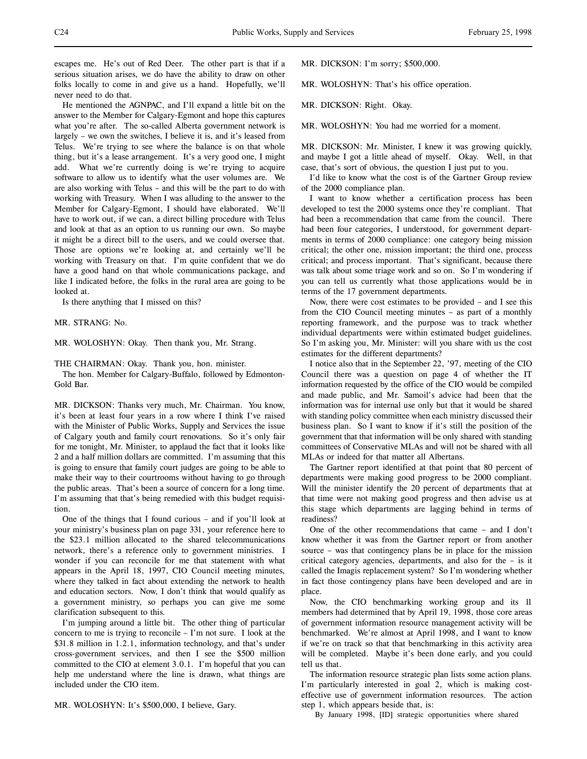escapes me. He's out of Red Deer. The other part is that if a serious situation arises, we do have the ability to draw on other folks locally to come in and give us a hand. Hopefully, we'll never need to do that.

He mentioned the AGNPAC, and I'll expand a little bit on the answer to the Member for Calgary-Egmont and hope this captures what you're after. The so-called Alberta government network is largely – we own the switches, I believe it is, and it's leased from Telus. We're trying to see where the balance is on that whole thing, but it's a lease arrangement. It's a very good one, I might add. What we're currently doing is we're trying to acquire software to allow us to identify what the user volumes are. We are also working with Telus – and this will be the part to do with working with Treasury. When I was alluding to the answer to the Member for Calgary-Egmont, I should have elaborated. We'll have to work out, if we can, a direct billing procedure with Telus and look at that as an option to us running our own. So maybe it might be a direct bill to the users, and we could oversee that. Those are options we're looking at, and certainly we'll be working with Treasury on that. I'm quite confident that we do have a good hand on that whole communications package, and like I indicated before, the folks in the rural area are going to be looked at.

Is there anything that I missed on this?

MR. STRANG: No.

MR. WOLOSHYN: Okay. Then thank you, Mr. Strang.

THE CHAIRMAN: Okay. Thank you, hon. minister.

The hon. Member for Calgary-Buffalo, followed by Edmonton-Gold Bar.

MR. DICKSON: Thanks very much, Mr. Chairman. You know, it's been at least four years in a row where I think I've raised with the Minister of Public Works, Supply and Services the issue of Calgary youth and family court renovations. So it's only fair for me tonight, Mr. Minister, to applaud the fact that it looks like 2 and a half million dollars are committed. I'm assuming that this is going to ensure that family court judges are going to be able to make their way to their courtrooms without having to go through the public areas. That's been a source of concern for a long time. I'm assuming that that's being remedied with this budget requisition.

One of the things that I found curious – and if you'll look at your ministry's business plan on page 331, your reference here to the $23.1 million allocated to the shared telecommunications network, there's a reference only to government ministries. I wonder if you can reconcile for me that statement with what appears in the April 18, 1997, CIO Council meeting minutes, where they talked in fact about extending the network to health and education sectors. Now, I don't think that would qualify as a government ministry, so perhaps you can give me some clarification subsequent to this.

I'm jumping around a little bit. The other thing of particular concern to me is trying to reconcile – I'm not sure. I look at the $31.8 million in 1.2.1, information technology, and that's under cross-government services, and then I see the $500 million committed to the CIO at element 3.0.1. I'm hopeful that you can help me understand where the line is drawn, what things are included under the CIO item.

MR. WOLOSHYN: It's $500,000, I believe, Gary.

MR. DICKSON: I'm sorry; $500,000.

MR. WOLOSHYN: That's his office operation.

MR. DICKSON: Right. Okay.

MR. WOLOSHYN: You had me worried for a moment.

MR. DICKSON: Mr. Minister, I knew it was growing quickly, and maybe I got a little ahead of myself. Okay. Well, in that case, that's sort of obvious, the question I just put to you.

I'd like to know what the cost is of the Gartner Group review of the 2000 compliance plan.

I want to know whether a certification process has been developed to test the 2000 systems once they're compliant. That had been a recommendation that came from the council. There had been four categories, I understood, for government departments in terms of 2000 compliance: one category being mission critical; the other one, mission important; the third one, process critical; and process important. That's significant, because there was talk about some triage work and so on. So I'm wondering if you can tell us currently what those applications would be in terms of the 17 government departments.

Now, there were cost estimates to be provided – and I see this from the CIO Council meeting minutes – as part of a monthly reporting framework, and the purpose was to track whether individual departments were within estimated budget guidelines. So I'm asking you, Mr. Minister: will you share with us the cost estimates for the different departments?

I notice also that in the September 22, '97, meeting of the CIO Council there was a question on page 4 of whether the IT information requested by the office of the CIO would be compiled and made public, and Mr. Samoil's advice had been that the information was for internal use only but that it would be shared with standing policy committee when each ministry discussed their business plan. So I want to know if it's still the position of the government that that information will be only shared with standing committees of Conservative MLAs and will not be shared with all MLAs or indeed for that matter all Albertans.

The Gartner report identified at that point that 80 percent of departments were making good progress to be 2000 compliant. Will the minister identify the 20 percent of departments that at that time were not making good progress and then advise us at this stage which departments are lagging behind in terms of readiness?

One of the other recommendations that came – and I don't know whether it was from the Gartner report or from another source – was that contingency plans be in place for the mission critical category agencies, departments, and also for the – is it called the Imagis replacement system? So I'm wondering whether in fact those contingency plans have been developed and are in place.

Now, the CIO benchmarking working group and its 11 members had determined that by April 19, 1998, those core areas of government information resource management activity will be benchmarked. We're almost at April 1998, and I want to know if we're on track so that that benchmarking in this activity area will be completed. Maybe it's been done early, and you could tell us that.

The information resource strategic plan lists some action plans. I'm particularly interested in goal 2, which is making cost-effective use of government information resources. The action step 1, which appears beside that, is:

> By January 1998, [ID] strategic opportunities where shared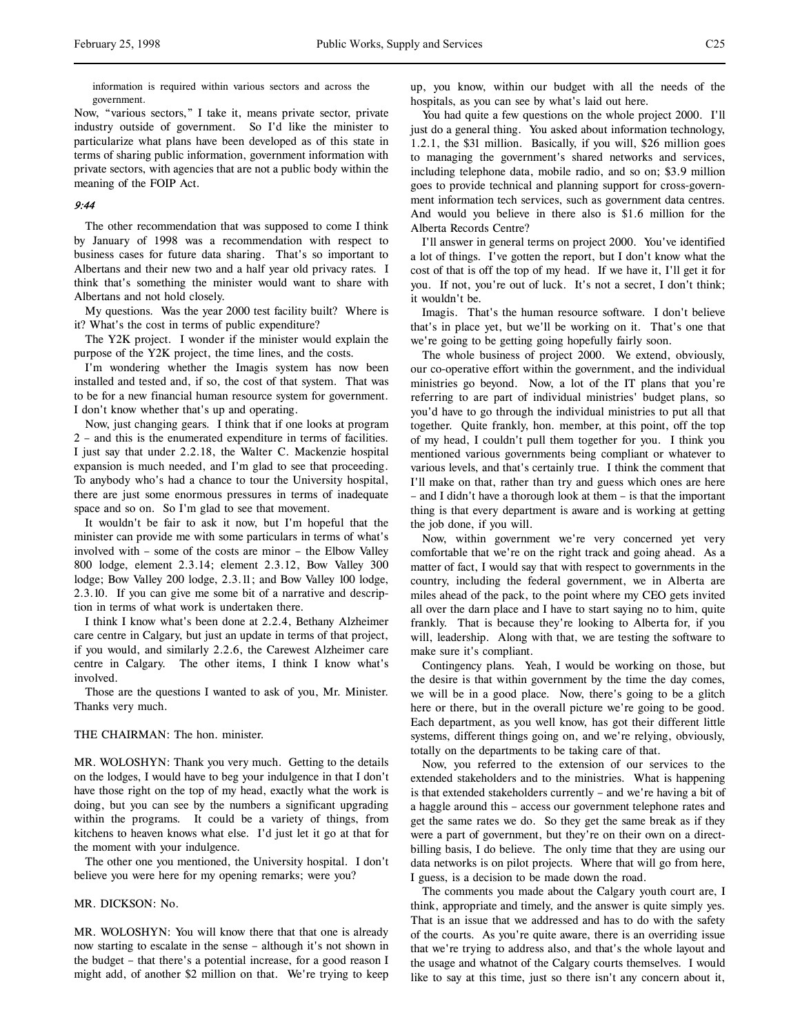information is required within various sectors and across the government.

Now, "various sectors," I take it, means private sector, private industry outside of government. So I'd like the minister to particularize what plans have been developed as of this state in terms of sharing public information, government information with private sectors, with agencies that are not a public body within the meaning of the FOIP Act.

*9:44*

The other recommendation that was supposed to come I think by January of 1998 was a recommendation with respect to business cases for future data sharing. That's so important to Albertans and their new two and a half year old privacy rates. I think that's something the minister would want to share with Albertans and not hold closely.

My questions. Was the year 2000 test facility built? Where is it? What's the cost in terms of public expenditure?

The Y2K project. I wonder if the minister would explain the purpose of the Y2K project, the time lines, and the costs.

I'm wondering whether the Imagis system has now been installed and tested and, if so, the cost of that system. That was to be for a new financial human resource system for government. I don't know whether that's up and operating.

Now, just changing gears. I think that if one looks at program 2 – and this is the enumerated expenditure in terms of facilities. I just say that under 2.2.18, the Walter C. Mackenzie hospital expansion is much needed, and I'm glad to see that proceeding. To anybody who's had a chance to tour the University hospital, there are just some enormous pressures in terms of inadequate space and so on. So I'm glad to see that movement.

It wouldn't be fair to ask it now, but I'm hopeful that the minister can provide me with some particulars in terms of what's involved with – some of the costs are minor – the Elbow Valley 800 lodge, element 2.3.14; element 2.3.12, Bow Valley 300 lodge; Bow Valley 200 lodge, 2.3.11; and Bow Valley 100 lodge, 2.3.10. If you can give me some bit of a narrative and description in terms of what work is undertaken there.

I think I know what's been done at 2.2.4, Bethany Alzheimer care centre in Calgary, but just an update in terms of that project, if you would, and similarly 2.2.6, the Carewest Alzheimer care centre in Calgary. The other items, I think I know what's involved.

Those are the questions I wanted to ask of you, Mr. Minister. Thanks very much.

THE CHAIRMAN: The hon. minister.

MR. WOLOSHYN: Thank you very much. Getting to the details on the lodges, I would have to beg your indulgence in that I don't have those right on the top of my head, exactly what the work is doing, but you can see by the numbers a significant upgrading within the programs. It could be a variety of things, from kitchens to heaven knows what else. I'd just let it go at that for the moment with your indulgence.

The other one you mentioned, the University hospital. I don't believe you were here for my opening remarks; were you?

MR. DICKSON: No.

MR. WOLOSHYN: You will know there that that one is already now starting to escalate in the sense – although it's not shown in the budget – that there's a potential increase, for a good reason I might add, of another $2 million on that. We're trying to keep up, you know, within our budget with all the needs of the hospitals, as you can see by what's laid out here.

You had quite a few questions on the whole project 2000. I'll just do a general thing. You asked about information technology, 1.2.1, the $31 million. Basically, if you will, $26 million goes to managing the government's shared networks and services, including telephone data, mobile radio, and so on; $3.9 million goes to provide technical and planning support for cross-government information tech services, such as government data centres. And would you believe in there also is $1.6 million for the Alberta Records Centre?

I'll answer in general terms on project 2000. You've identified a lot of things. I've gotten the report, but I don't know what the cost of that is off the top of my head. If we have it, I'll get it for you. If not, you're out of luck. It's not a secret, I don't think; it wouldn't be.

Imagis. That's the human resource software. I don't believe that's in place yet, but we'll be working on it. That's one that we're going to be getting going hopefully fairly soon.

The whole business of project 2000. We extend, obviously, our co-operative effort within the government, and the individual ministries go beyond. Now, a lot of the IT plans that you're referring to are part of individual ministries' budget plans, so you'd have to go through the individual ministries to put all that together. Quite frankly, hon. member, at this point, off the top of my head, I couldn't pull them together for you. I think you mentioned various governments being compliant or whatever to various levels, and that's certainly true. I think the comment that I'll make on that, rather than try and guess which ones are here – and I didn't have a thorough look at them – is that the important thing is that every department is aware and is working at getting the job done, if you will.

Now, within government we're very concerned yet very comfortable that we're on the right track and going ahead. As a matter of fact, I would say that with respect to governments in the country, including the federal government, we in Alberta are miles ahead of the pack, to the point where my CEO gets invited all over the darn place and I have to start saying no to him, quite frankly. That is because they're looking to Alberta for, if you will, leadership. Along with that, we are testing the software to make sure it's compliant.

Contingency plans. Yeah, I would be working on those, but the desire is that within government by the time the day comes, we will be in a good place. Now, there's going to be a glitch here or there, but in the overall picture we're going to be good. Each department, as you well know, has got their different little systems, different things going on, and we're relying, obviously, totally on the departments to be taking care of that.

Now, you referred to the extension of our services to the extended stakeholders and to the ministries. What is happening is that extended stakeholders currently – and we're having a bit of a haggle around this – access our government telephone rates and get the same rates we do. So they get the same break as if they were a part of government, but they're on their own on a direct-billing basis, I do believe. The only time that they are using our data networks is on pilot projects. Where that will go from here, I guess, is a decision to be made down the road.

The comments you made about the Calgary youth court are, I think, appropriate and timely, and the answer is quite simply yes. That is an issue that we addressed and has to do with the safety of the courts. As you're quite aware, there is an overriding issue that we're trying to address also, and that's the whole layout and the usage and whatnot of the Calgary courts themselves. I would like to say at this time, just so there isn't any concern about it,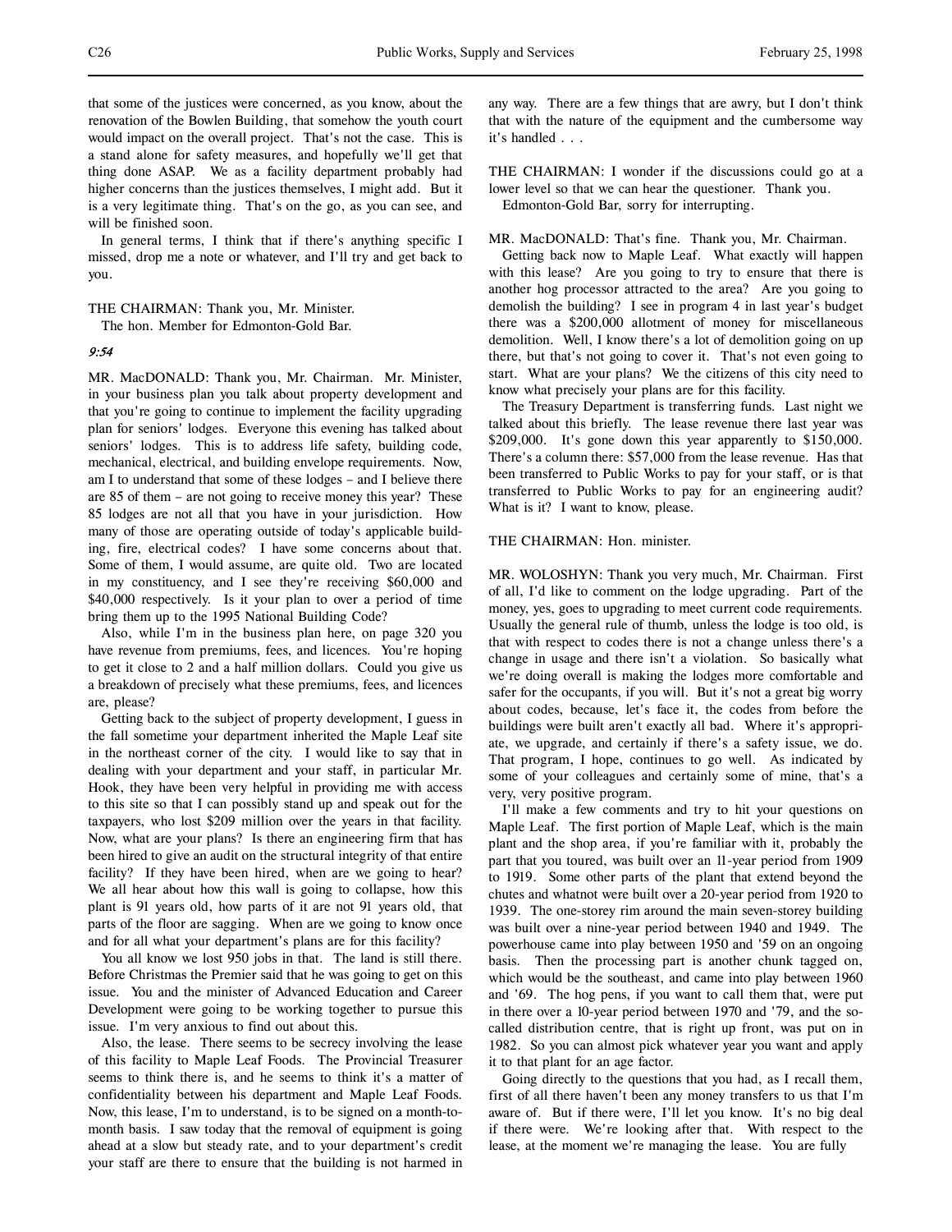that some of the justices were concerned, as you know, about the renovation of the Bowlen Building, that somehow the youth court would impact on the overall project. That's not the case. This is a stand alone for safety measures, and hopefully we'll get that thing done ASAP. We as a facility department probably had higher concerns than the justices themselves, I might add. But it is a very legitimate thing. That's on the go, as you can see, and will be finished soon.

In general terms, I think that if there's anything specific I missed, drop me a note or whatever, and I'll try and get back to you.

THE CHAIRMAN: Thank you, Mr. Minister.

The hon. Member for Edmonton-Gold Bar.

*9:54*

MR. MacDONALD: Thank you, Mr. Chairman. Mr. Minister, in your business plan you talk about property development and that you're going to continue to implement the facility upgrading plan for seniors' lodges. Everyone this evening has talked about seniors' lodges. This is to address life safety, building code, mechanical, electrical, and building envelope requirements. Now, am I to understand that some of these lodges – and I believe there are 85 of them – are not going to receive money this year? These 85 lodges are not all that you have in your jurisdiction. How many of those are operating outside of today's applicable building, fire, electrical codes? I have some concerns about that. Some of them, I would assume, are quite old. Two are located in my constituency, and I see they're receiving $60,000 and $40,000 respectively. Is it your plan to over a period of time bring them up to the 1995 National Building Code?

Also, while I'm in the business plan here, on page 320 you have revenue from premiums, fees, and licences. You're hoping to get it close to 2 and a half million dollars. Could you give us a breakdown of precisely what these premiums, fees, and licences are, please?

Getting back to the subject of property development, I guess in the fall sometime your department inherited the Maple Leaf site in the northeast corner of the city. I would like to say that in dealing with your department and your staff, in particular Mr. Hook, they have been very helpful in providing me with access to this site so that I can possibly stand up and speak out for the taxpayers, who lost $209 million over the years in that facility. Now, what are your plans? Is there an engineering firm that has been hired to give an audit on the structural integrity of that entire facility? If they have been hired, when are we going to hear? We all hear about how this wall is going to collapse, how this plant is 91 years old, how parts of it are not 91 years old, that parts of the floor are sagging. When are we going to know once and for all what your department's plans are for this facility?

You all know we lost 950 jobs in that. The land is still there. Before Christmas the Premier said that he was going to get on this issue. You and the minister of Advanced Education and Career Development were going to be working together to pursue this issue. I'm very anxious to find out about this.

Also, the lease. There seems to be secrecy involving the lease of this facility to Maple Leaf Foods. The Provincial Treasurer seems to think there is, and he seems to think it's a matter of confidentiality between his department and Maple Leaf Foods. Now, this lease, I'm to understand, is to be signed on a month-to-month basis. I saw today that the removal of equipment is going ahead at a slow but steady rate, and to your department's credit your staff are there to ensure that the building is not harmed in any way. There are a few things that are awry, but I don't think that with the nature of the equipment and the cumbersome way it's handled . . .

THE CHAIRMAN: I wonder if the discussions could go at a lower level so that we can hear the questioner. Thank you.

Edmonton-Gold Bar, sorry for interrupting.

MR. MacDONALD: That's fine. Thank you, Mr. Chairman.

Getting back now to Maple Leaf. What exactly will happen with this lease? Are you going to try to ensure that there is another hog processor attracted to the area? Are you going to demolish the building? I see in program 4 in last year's budget there was a $200,000 allotment of money for miscellaneous demolition. Well, I know there's a lot of demolition going on up there, but that's not going to cover it. That's not even going to start. What are your plans? We the citizens of this city need to know what precisely your plans are for this facility.

The Treasury Department is transferring funds. Last night we talked about this briefly. The lease revenue there last year was $209,000. It's gone down this year apparently to $150,000. There's a column there: $57,000 from the lease revenue. Has that been transferred to Public Works to pay for your staff, or is that transferred to Public Works to pay for an engineering audit? What is it? I want to know, please.

THE CHAIRMAN: Hon. minister.

MR. WOLOSHYN: Thank you very much, Mr. Chairman. First of all, I'd like to comment on the lodge upgrading. Part of the money, yes, goes to upgrading to meet current code requirements. Usually the general rule of thumb, unless the lodge is too old, is that with respect to codes there is not a change unless there's a change in usage and there isn't a violation. So basically what we're doing overall is making the lodges more comfortable and safer for the occupants, if you will. But it's not a great big worry about codes, because, let's face it, the codes from before the buildings were built aren't exactly all bad. Where it's appropriate, we upgrade, and certainly if there's a safety issue, we do. That program, I hope, continues to go well. As indicated by some of your colleagues and certainly some of mine, that's a very, very positive program.

I'll make a few comments and try to hit your questions on Maple Leaf. The first portion of Maple Leaf, which is the main plant and the shop area, if you're familiar with it, probably the part that you toured, was built over an 11-year period from 1909 to 1919. Some other parts of the plant that extend beyond the chutes and whatnot were built over a 20-year period from 1920 to 1939. The one-storey rim around the main seven-storey building was built over a nine-year period between 1940 and 1949. The powerhouse came into play between 1950 and '59 on an ongoing basis. Then the processing part is another chunk tagged on, which would be the southeast, and came into play between 1960 and '69. The hog pens, if you want to call them that, were put in there over a 10-year period between 1970 and '79, and the so-called distribution centre, that is right up front, was put on in 1982. So you can almost pick whatever year you want and apply it to that plant for an age factor.

Going directly to the questions that you had, as I recall them, first of all there haven't been any money transfers to us that I'm aware of. But if there were, I'll let you know. It's no big deal if there were. We're looking after that. With respect to the lease, at the moment we're managing the lease. You are fully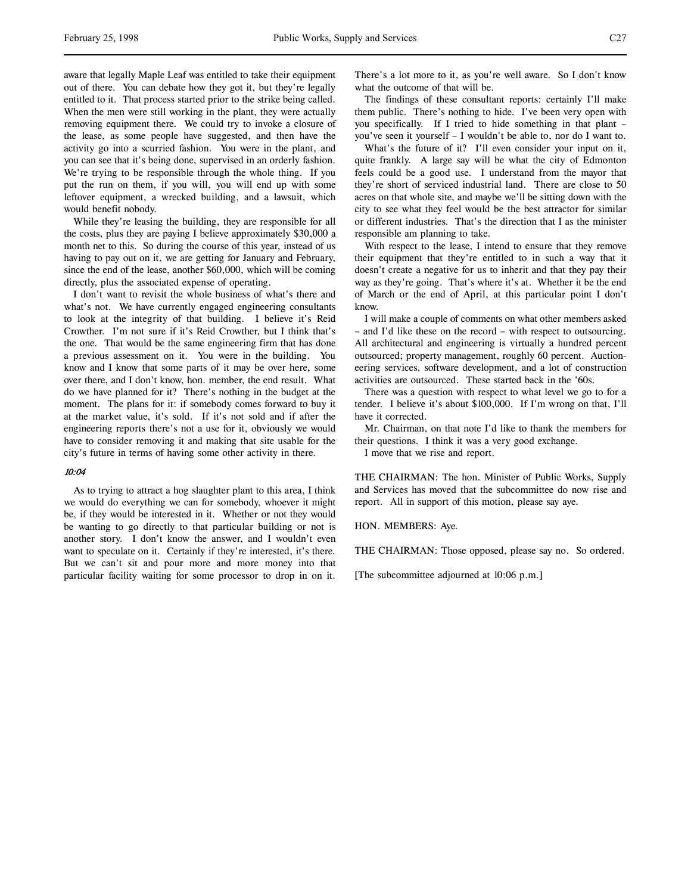aware that legally Maple Leaf was entitled to take their equipment out of there. You can debate how they got it, but they're legally entitled to it. That process started prior to the strike being called. When the men were still working in the plant, they were actually removing equipment there. We could try to invoke a closure of the lease, as some people have suggested, and then have the activity go into a scurried fashion. You were in the plant, and you can see that it's being done, supervised in an orderly fashion. We're trying to be responsible through the whole thing. If you put the run on them, if you will, you will end up with some leftover equipment, a wrecked building, and a lawsuit, which would benefit nobody.

While they're leasing the building, they are responsible for all the costs, plus they are paying I believe approximately $30,000 a month net to this. So during the course of this year, instead of us having to pay out on it, we are getting for January and February, since the end of the lease, another $60,000, which will be coming directly, plus the associated expense of operating.

I don't want to revisit the whole business of what's there and what's not. We have currently engaged engineering consultants to look at the integrity of that building. I believe it's Reid Crowther. I'm not sure if it's Reid Crowther, but I think that's the one. That would be the same engineering firm that has done a previous assessment on it. You were in the building. You know and I know that some parts of it may be over here, some over there, and I don't know, hon. member, the end result. What do we have planned for it? There's nothing in the budget at the moment. The plans for it: if somebody comes forward to buy it at the market value, it's sold. If it's not sold and if after the engineering reports there's not a use for it, obviously we would have to consider removing it and making that site usable for the city's future in terms of having some other activity in there.

*10:04*

As to trying to attract a hog slaughter plant to this area, I think we would do everything we can for somebody, whoever it might be, if they would be interested in it. Whether or not they would be wanting to go directly to that particular building or not is another story. I don't know the answer, and I wouldn't even want to speculate on it. Certainly if they're interested, it's there. But we can't sit and pour more and more money into that particular facility waiting for some processor to drop in on it. There's a lot more to it, as you're well aware. So I don't know what the outcome of that will be.

The findings of these consultant reports: certainly I'll make them public. There's nothing to hide. I've been very open with you specifically. If I tried to hide something in that plant – you've seen it yourself – I wouldn't be able to, nor do I want to.

What's the future of it? I'll even consider your input on it, quite frankly. A large say will be what the city of Edmonton feels could be a good use. I understand from the mayor that they're short of serviced industrial land. There are close to 50 acres on that whole site, and maybe we'll be sitting down with the city to see what they feel would be the best attractor for similar or different industries. That's the direction that I as the minister responsible am planning to take.

With respect to the lease, I intend to ensure that they remove their equipment that they're entitled to in such a way that it doesn't create a negative for us to inherit and that they pay their way as they're going. That's where it's at. Whether it be the end of March or the end of April, at this particular point I don't know.

I will make a couple of comments on what other members asked – and I'd like these on the record – with respect to outsourcing. All architectural and engineering is virtually a hundred percent outsourced; property management, roughly 60 percent. Auctioneering services, software development, and a lot of construction activities are outsourced. These started back in the '60s.

There was a question with respect to what level we go to for a tender. I believe it's about $100,000. If I'm wrong on that, I'll have it corrected.

Mr. Chairman, on that note I'd like to thank the members for their questions. I think it was a very good exchange.

I move that we rise and report.

THE CHAIRMAN: The hon. Minister of Public Works, Supply and Services has moved that the subcommittee do now rise and report. All in support of this motion, please say aye.

HON. MEMBERS: Aye.

THE CHAIRMAN: Those opposed, please say no. So ordered.

[The subcommittee adjourned at 10:06 p.m.]